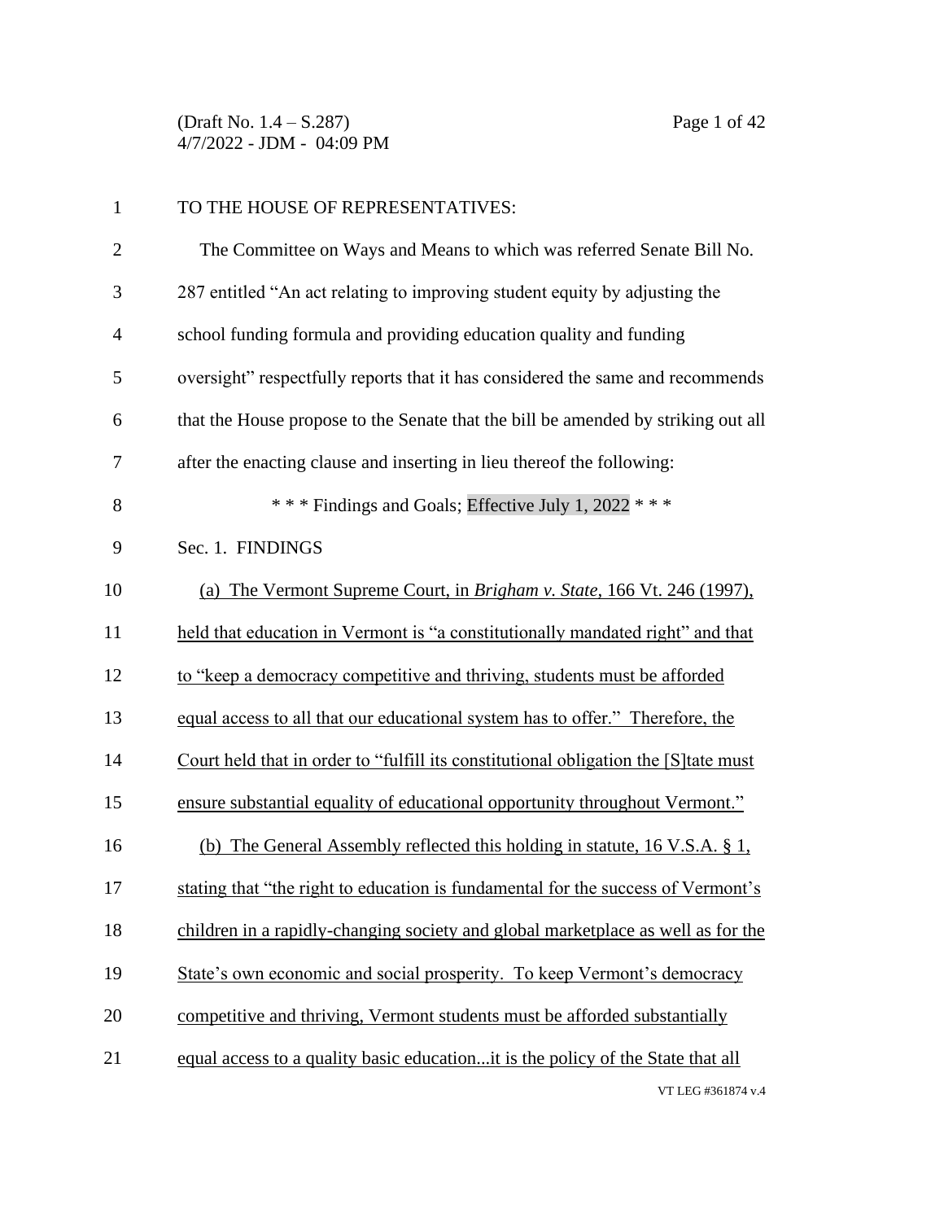TO THE HOUSE OF REPRESENTATIVES:

The Committee on Ways and Means to which was referred Senate Bill No. 287 entitled "An act relating to improving student equity by adjusting the school funding formula and providing education quality and funding oversight" respectfully reports that it has considered the same and recommends that the House propose to the Senate that the bill be amended by striking out all after the enacting clause and inserting in lieu thereof the following:

\* \* \* Findings and Goals; Effective July 1, 2022 \* \* \*

Sec. 1. FINDINGS

(a) The Vermont Supreme Court, in *Brigham v. State*, 166 Vt. 246 (1997), held that education in Vermont is "a constitutionally mandated right" and that to "keep a democracy competitive and thriving, students must be afforded equal access to all that our educational system has to offer." Therefore, the Court held that in order to "fulfill its constitutional obligation the [S]tate must ensure substantial equality of educational opportunity throughout Vermont."

(b) The General Assembly reflected this holding in statute, 16 V.S.A. § 1, stating that "the right to education is fundamental for the success of Vermont's children in a rapidly-changing society and global marketplace as well as for the State's own economic and social prosperity. To keep Vermont's democracy competitive and thriving, Vermont students must be afforded substantially equal access to a quality basic education...it is the policy of the State that all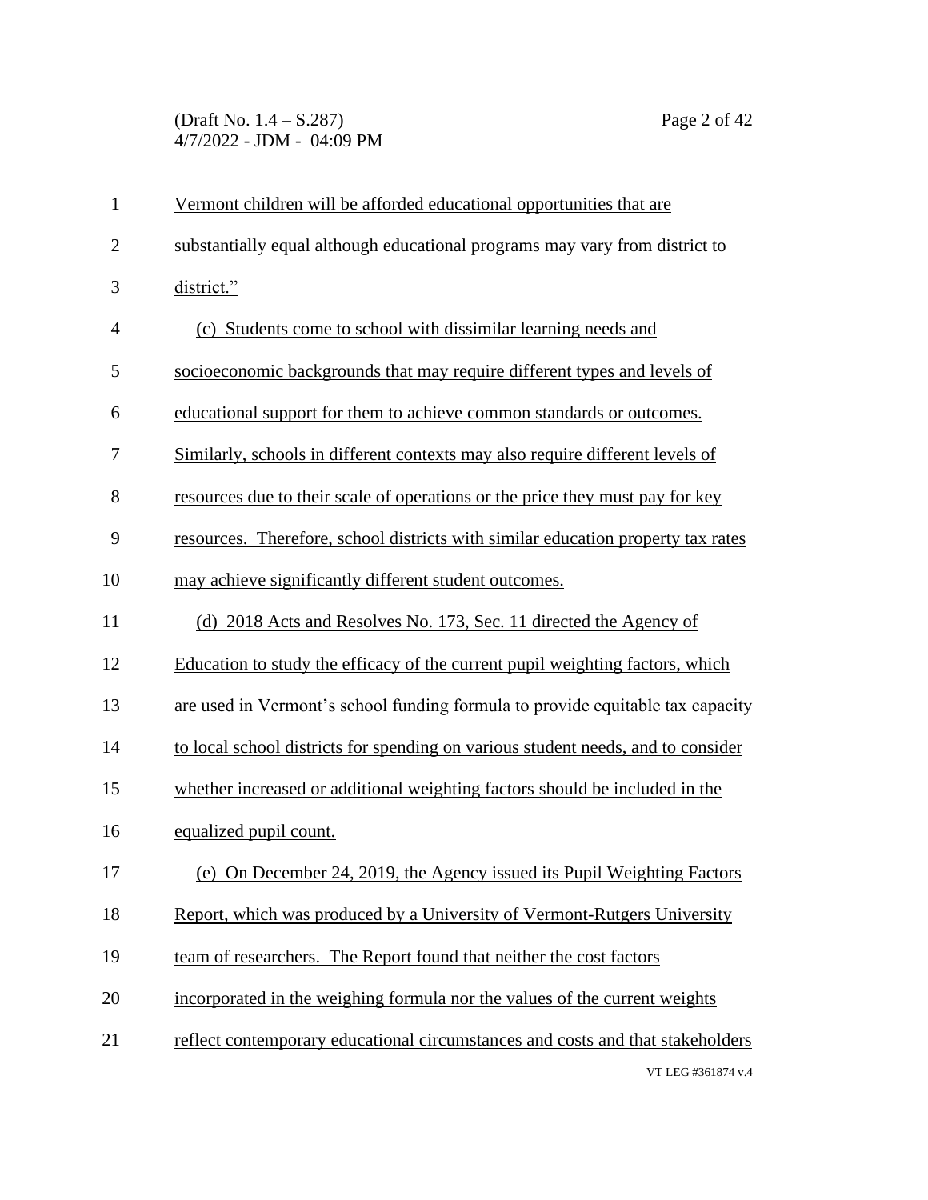Vermont children will be afforded educational opportunities that are substantially equal although educational programs may vary from district to district."

(c) Students come to school with dissimilar learning needs and socioeconomic backgrounds that may require different types and levels of educational support for them to achieve common standards or outcomes. Similarly, schools in different contexts may also require different levels of resources due to their scale of operations or the price they must pay for key resources. Therefore, school districts with similar education property tax rates may achieve significantly different student outcomes.

(d) 2018 Acts and Resolves No. 173, Sec. 11 directed the Agency of Education to study the efficacy of the current pupil weighting factors, which are used in Vermont's school funding formula to provide equitable tax capacity to local school districts for spending on various student needs, and to consider whether increased or additional weighting factors should be included in the equalized pupil count.

(e) On December 24, 2019, the Agency issued its Pupil Weighting Factors Report, which was produced by a University of Vermont-Rutgers University team of researchers. The Report found that neither the cost factors incorporated in the weighing formula nor the values of the current weights reflect contemporary educational circumstances and costs and that stakeholders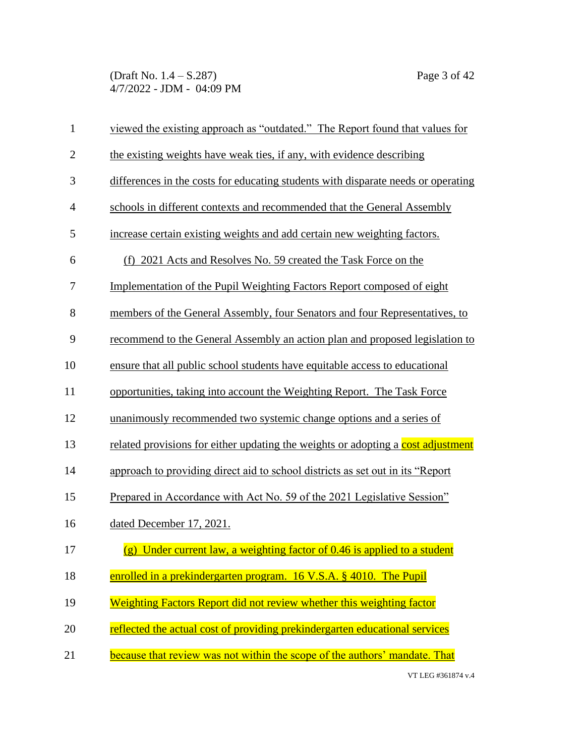viewed the existing approach as "outdated." The Report found that values for the existing weights have weak ties, if any, with evidence describing differences in the costs for educating students with disparate needs or operating schools in different contexts and recommended that the General Assembly increase certain existing weights and add certain new weighting factors.

(f) 2021 Acts and Resolves No. 59 created the Task Force on the Implementation of the Pupil Weighting Factors Report composed of eight members of the General Assembly, four Senators and four Representatives, to recommend to the General Assembly an action plan and proposed legislation to ensure that all public school students have equitable access to educational opportunities, taking into account the Weighting Report. The Task Force unanimously recommended two systemic change options and a series of related provisions for either updating the weights or adopting a cost adjustment approach to providing direct aid to school districts as set out in its "Report Prepared in Accordance with Act No. 59 of the 2021 Legislative Session" dated December 17, 2021.

(g) Under current law, a weighting factor of 0.46 is applied to a student enrolled in a prekindergarten program. 16 V.S.A. § 4010. The Pupil Weighting Factors Report did not review whether this weighting factor reflected the actual cost of providing prekindergarten educational services because that review was not within the scope of the authors' mandate. That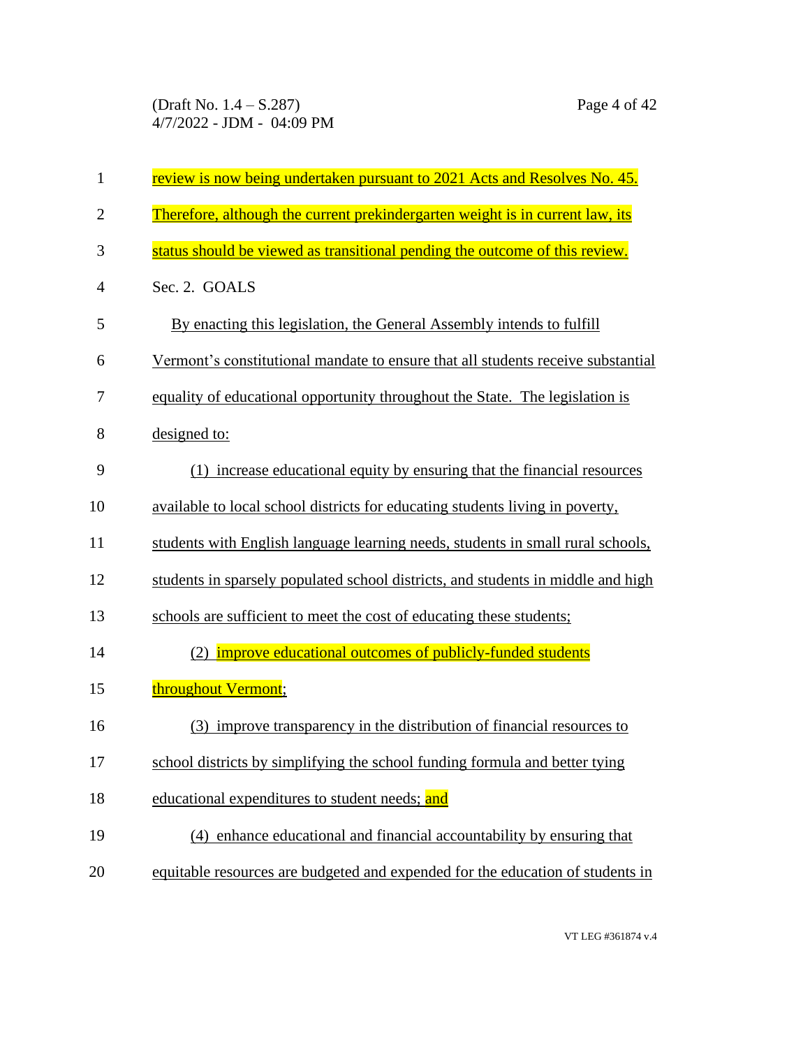review is now being undertaken pursuant to 2021 Acts and Resolves No. 45. Therefore, although the current prekindergarten weight is in current law, its status should be viewed as transitional pending the outcome of this review.

Sec. 2. GOALS

By enacting this legislation, the General Assembly intends to fulfill Vermont's constitutional mandate to ensure that all students receive substantial equality of educational opportunity throughout the State. The legislation is designed to:

(1) increase educational equity by ensuring that the financial resources available to local school districts for educating students living in poverty, students with English language learning needs, students in small rural schools, students in sparsely populated school districts, and students in middle and high schools are sufficient to meet the cost of educating these students;

(2) improve educational outcomes of publicly-funded students throughout Vermont;

(3) improve transparency in the distribution of financial resources to school districts by simplifying the school funding formula and better tying educational expenditures to student needs; and

(4) enhance educational and financial accountability by ensuring that equitable resources are budgeted and expended for the education of students in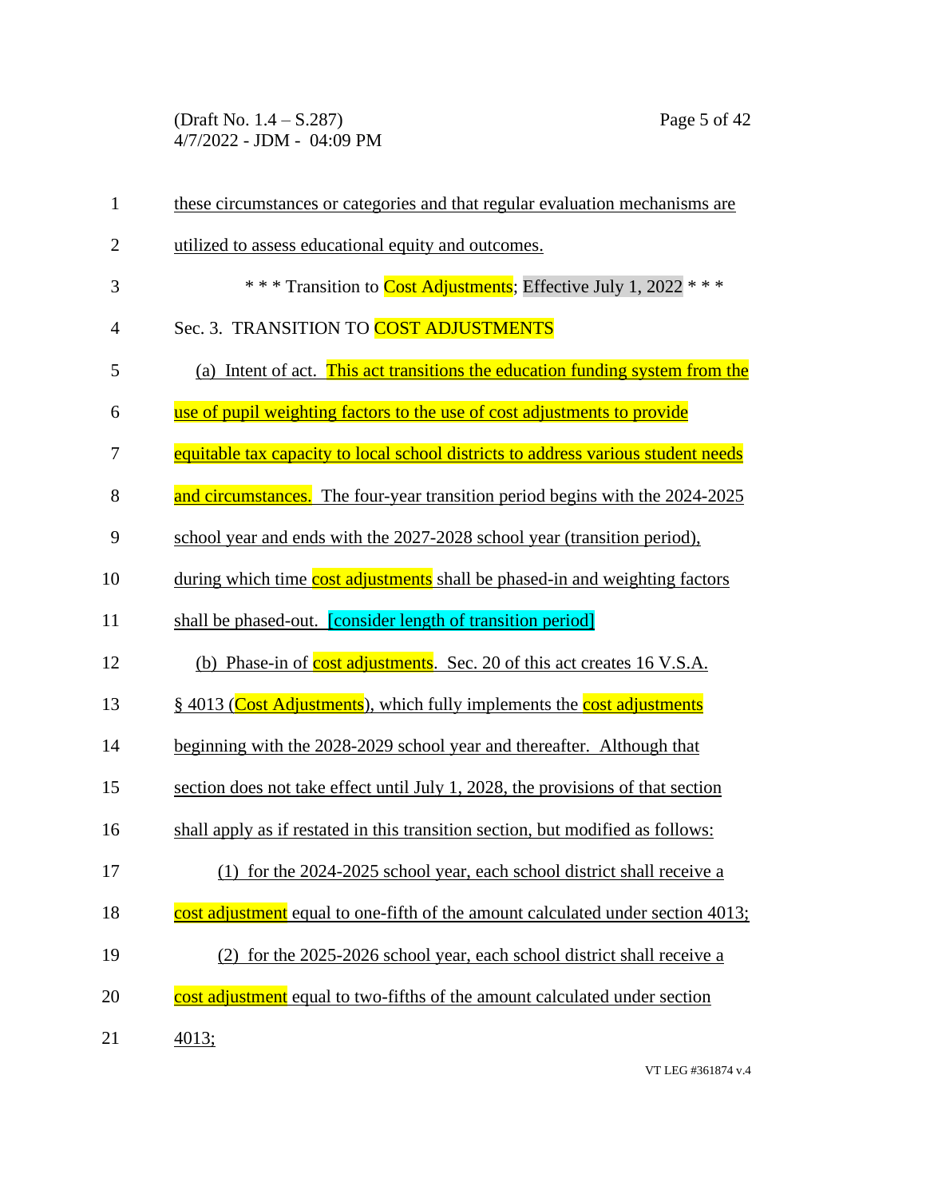these circumstances or categories and that regular evaluation mechanisms are utilized to assess educational equity and outcomes.

\* \* \* Transition to Cost Adjustments; Effective July 1, 2022 \* \* \*

Sec. 3. TRANSITION TO COST ADJUSTMENTS

(a) Intent of act. This act transitions the education funding system from the use of pupil weighting factors to the use of cost adjustments to provide equitable tax capacity to local school districts to address various student needs and circumstances. The four-year transition period begins with the 2024-2025 school year and ends with the 2027-2028 school year (transition period), during which time cost adjustments shall be phased-in and weighting factors shall be phased-out. [consider length of transition period]

(b) Phase-in of cost adjustments. Sec. 20 of this act creates 16 V.S.A. § 4013 (Cost Adjustments), which fully implements the cost adjustments beginning with the 2028-2029 school year and thereafter. Although that section does not take effect until July 1, 2028, the provisions of that section shall apply as if restated in this transition section, but modified as follows:

(1) for the 2024-2025 school year, each school district shall receive a cost adjustment equal to one-fifth of the amount calculated under section 4013;

(2) for the 2025-2026 school year, each school district shall receive a cost adjustment equal to two-fifths of the amount calculated under section 4013;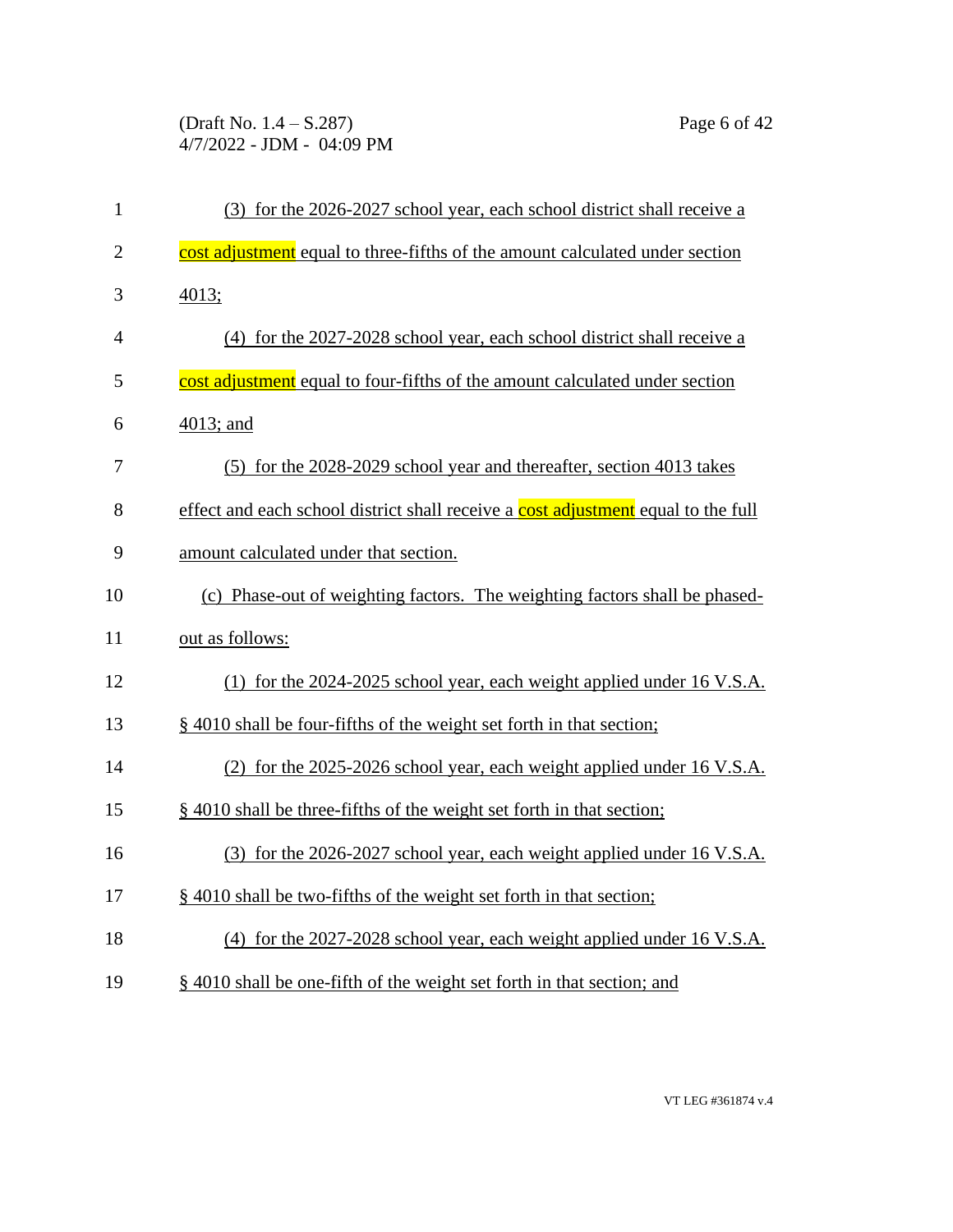(3) for the 2026-2027 school year, each school district shall receive a cost adjustment equal to three-fifths of the amount calculated under section 4013;

(4) for the 2027-2028 school year, each school district shall receive a cost adjustment equal to four-fifths of the amount calculated under section 4013; and

(5) for the 2028-2029 school year and thereafter, section 4013 takes effect and each school district shall receive a cost adjustment equal to the full amount calculated under that section.

(c) Phase-out of weighting factors. The weighting factors shall be phased-out as follows:

(1) for the 2024-2025 school year, each weight applied under 16 V.S.A. § 4010 shall be four-fifths of the weight set forth in that section;

(2) for the 2025-2026 school year, each weight applied under 16 V.S.A. § 4010 shall be three-fifths of the weight set forth in that section;

(3) for the 2026-2027 school year, each weight applied under 16 V.S.A. § 4010 shall be two-fifths of the weight set forth in that section;

(4) for the 2027-2028 school year, each weight applied under 16 V.S.A. § 4010 shall be one-fifth of the weight set forth in that section; and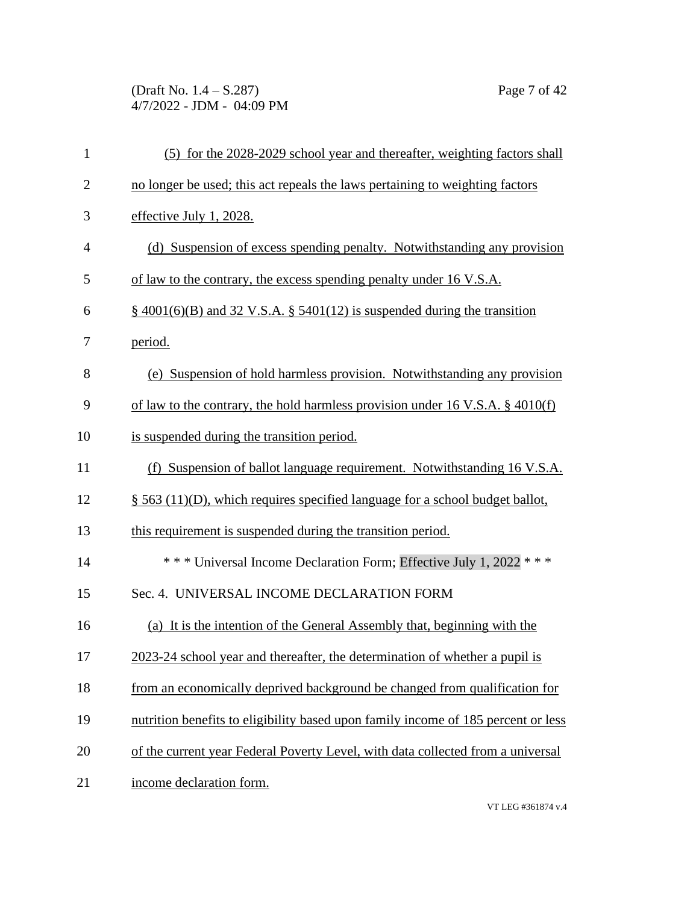(5) for the 2028-2029 school year and thereafter, weighting factors shall no longer be used; this act repeals the laws pertaining to weighting factors effective July 1, 2028.

(d) Suspension of excess spending penalty. Notwithstanding any provision of law to the contrary, the excess spending penalty under 16 V.S.A. § 4001(6)(B) and 32 V.S.A. § 5401(12) is suspended during the transition period.

(e) Suspension of hold harmless provision. Notwithstanding any provision of law to the contrary, the hold harmless provision under 16 V.S.A. § 4010(f) is suspended during the transition period.

(f) Suspension of ballot language requirement. Notwithstanding 16 V.S.A. § 563 (11)(D), which requires specified language for a school budget ballot, this requirement is suspended during the transition period.

\* \* \* Universal Income Declaration Form; Effective July 1, 2022 \* \* \*

Sec. 4. UNIVERSAL INCOME DECLARATION FORM

(a) It is the intention of the General Assembly that, beginning with the 2023-24 school year and thereafter, the determination of whether a pupil is from an economically deprived background be changed from qualification for nutrition benefits to eligibility based upon family income of 185 percent or less of the current year Federal Poverty Level, with data collected from a universal income declaration form.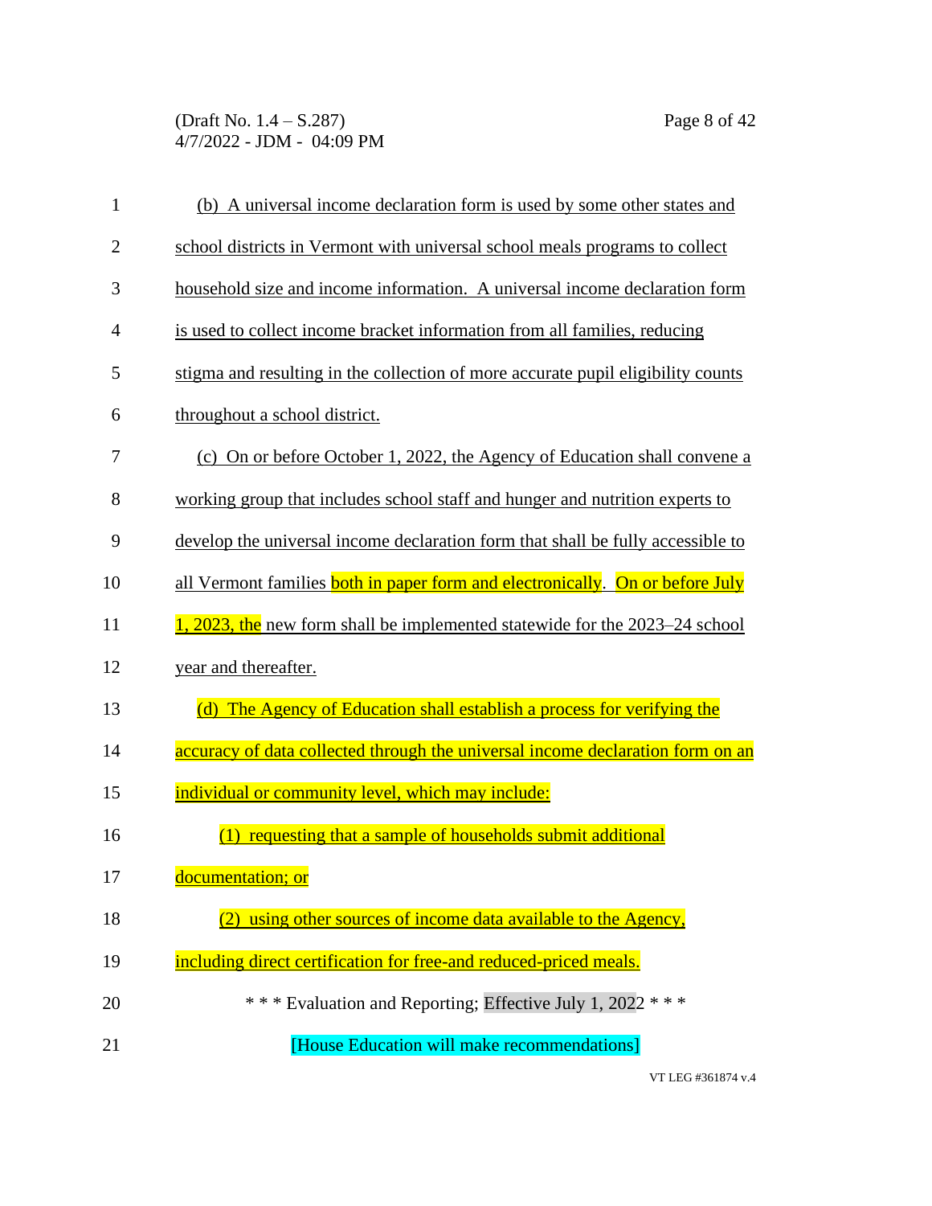(b) A universal income declaration form is used by some other states and school districts in Vermont with universal school meals programs to collect household size and income information. A universal income declaration form is used to collect income bracket information from all families, reducing stigma and resulting in the collection of more accurate pupil eligibility counts throughout a school district.

(c) On or before October 1, 2022, the Agency of Education shall convene a working group that includes school staff and hunger and nutrition experts to develop the universal income declaration form that shall be fully accessible to all Vermont families both in paper form and electronically. On or before July 1, 2023, the new form shall be implemented statewide for the 2023–24 school year and thereafter.

(d) The Agency of Education shall establish a process for verifying the accuracy of data collected through the universal income declaration form on an individual or community level, which may include:

(1) requesting that a sample of households submit additional documentation; or

(2) using other sources of income data available to the Agency, including direct certification for free-and reduced-priced meals.

* * * Evaluation and Reporting; Effective July 1, 2022 * * *

[House Education will make recommendations]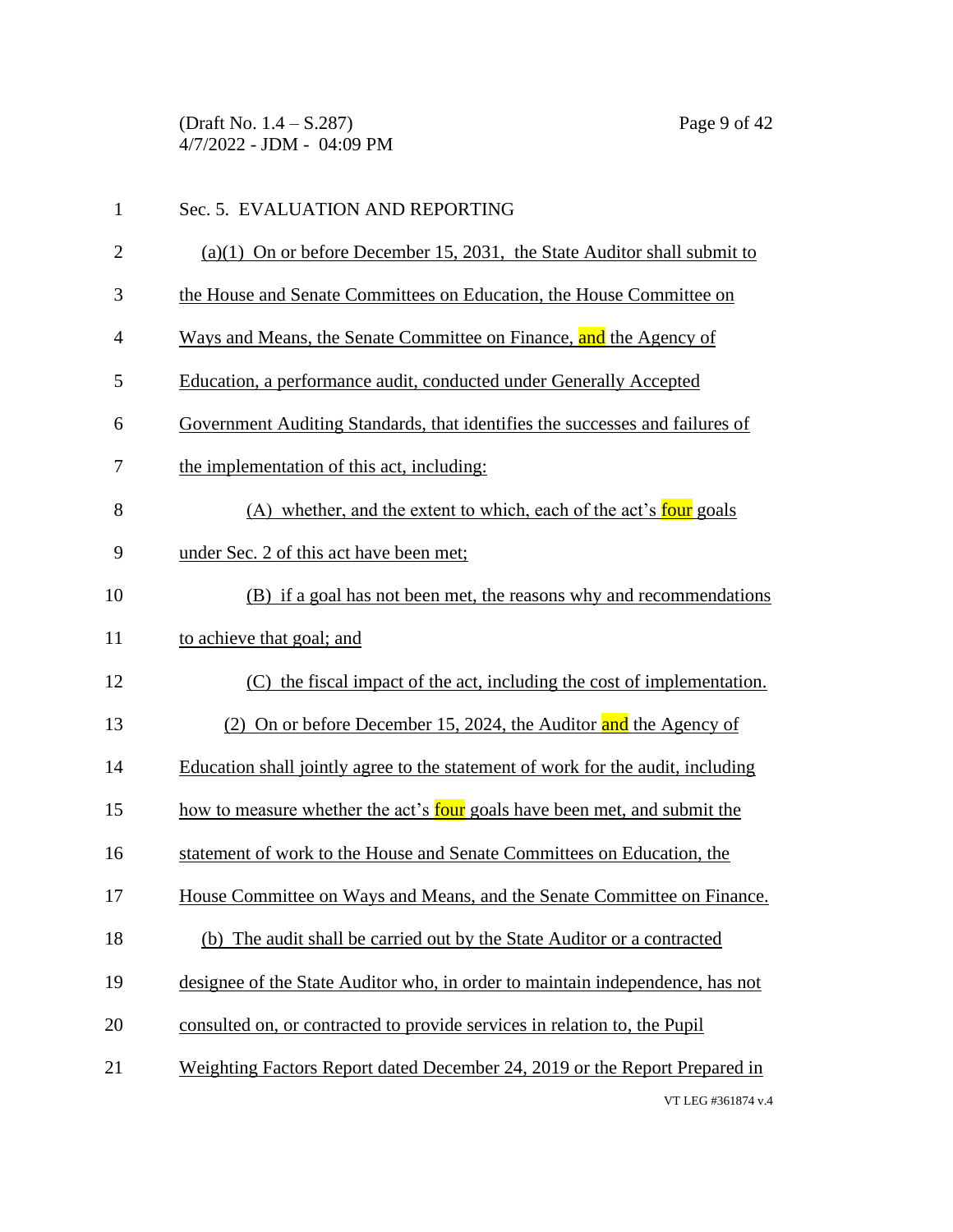Sec. 5. EVALUATION AND REPORTING

(a)(1) On or before December 15, 2031, the State Auditor shall submit to the House and Senate Committees on Education, the House Committee on Ways and Means, the Senate Committee on Finance, and the Agency of Education, a performance audit, conducted under Generally Accepted Government Auditing Standards, that identifies the successes and failures of the implementation of this act, including:

(A) whether, and the extent to which, each of the act's four goals under Sec. 2 of this act have been met;

(B) if a goal has not been met, the reasons why and recommendations to achieve that goal; and

(C) the fiscal impact of the act, including the cost of implementation.

(2) On or before December 15, 2024, the Auditor and the Agency of Education shall jointly agree to the statement of work for the audit, including how to measure whether the act's four goals have been met, and submit the statement of work to the House and Senate Committees on Education, the House Committee on Ways and Means, and the Senate Committee on Finance.

(b) The audit shall be carried out by the State Auditor or a contracted designee of the State Auditor who, in order to maintain independence, has not consulted on, or contracted to provide services in relation to, the Pupil Weighting Factors Report dated December 24, 2019 or the Report Prepared in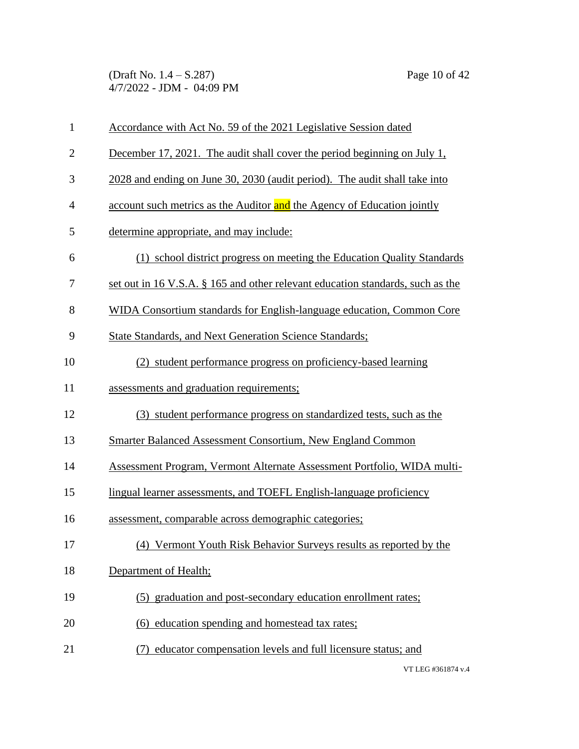Accordance with Act No. 59 of the 2021 Legislative Session dated December 17, 2021. The audit shall cover the period beginning on July 1, 2028 and ending on June 30, 2030 (audit period). The audit shall take into account such metrics as the Auditor and the Agency of Education jointly determine appropriate, and may include:

(1) school district progress on meeting the Education Quality Standards set out in 16 V.S.A. § 165 and other relevant education standards, such as the WIDA Consortium standards for English-language education, Common Core State Standards, and Next Generation Science Standards;

(2) student performance progress on proficiency-based learning assessments and graduation requirements;

(3) student performance progress on standardized tests, such as the Smarter Balanced Assessment Consortium, New England Common Assessment Program, Vermont Alternate Assessment Portfolio, WIDA multi-lingual learner assessments, and TOEFL English-language proficiency assessment, comparable across demographic categories;

(4) Vermont Youth Risk Behavior Surveys results as reported by the Department of Health;

(5) graduation and post-secondary education enrollment rates;

(6) education spending and homestead tax rates;

(7) educator compensation levels and full licensure status; and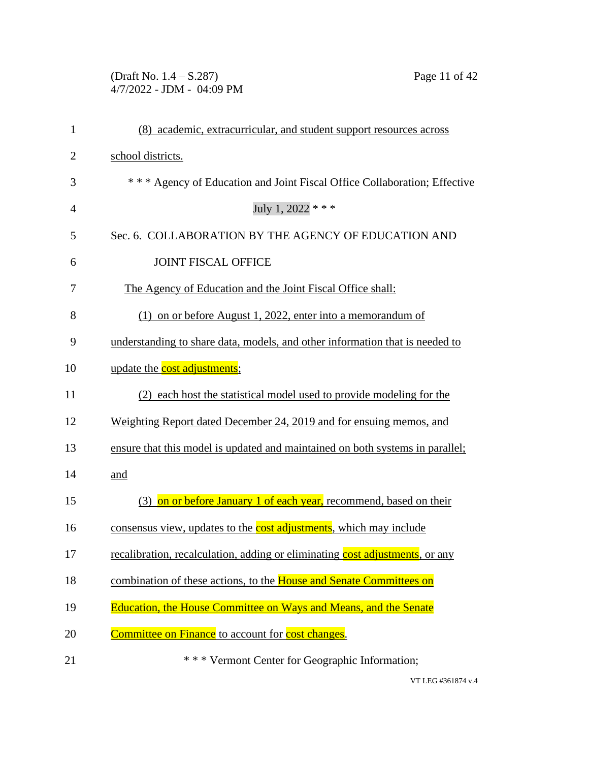(8) academic, extracurricular, and student support resources across school districts.

\* \* \* Agency of Education and Joint Fiscal Office Collaboration; Effective July 1, 2022 \* \* \*

Sec. 6. COLLABORATION BY THE AGENCY OF EDUCATION AND JOINT FISCAL OFFICE

The Agency of Education and the Joint Fiscal Office shall:

(1) on or before August 1, 2022, enter into a memorandum of understanding to share data, models, and other information that is needed to update the cost adjustments;

(2) each host the statistical model used to provide modeling for the Weighting Report dated December 24, 2019 and for ensuing memos, and ensure that this model is updated and maintained on both systems in parallel; and

(3) on or before January 1 of each year, recommend, based on their consensus view, updates to the cost adjustments, which may include recalibration, recalculation, adding or eliminating cost adjustments, or any combination of these actions, to the House and Senate Committees on Education, the House Committee on Ways and Means, and the Senate Committee on Finance to account for cost changes.

\* \* \* Vermont Center for Geographic Information;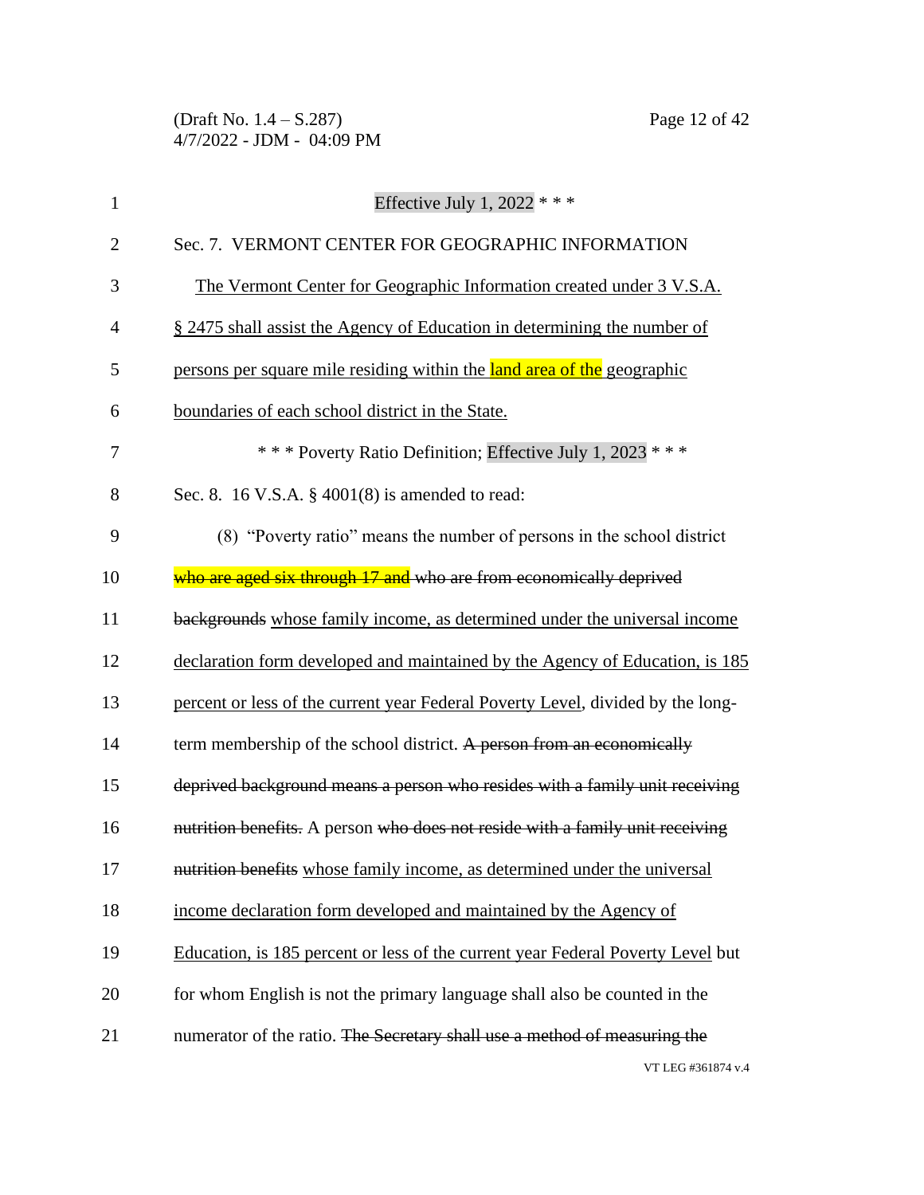Effective July 1, 2022 * * *

Sec. 7. VERMONT CENTER FOR GEOGRAPHIC INFORMATION

<u>The Vermont Center for Geographic Information created under 3 V.S.A. § 2475 shall assist the Agency of Education in determining the number of persons per square mile residing within the land area of the geographic boundaries of each school district in the State.</u>

* * * Poverty Ratio Definition; Effective July 1, 2023 * * *

Sec. 8. 16 V.S.A. § 4001(8) is amended to read:

(8) "Poverty ratio" means the number of persons in the school district ~~who are aged six through 17 and who are from economically deprived backgrounds~~ <u>whose family income, as determined under the universal income declaration form developed and maintained by the Agency of Education, is 185 percent or less of the current year Federal Poverty Level</u>, divided by the long-term membership of the school district. ~~A person from an economically deprived background means a person who resides with a family unit receiving nutrition benefits.~~ A person ~~who does not reside with a family unit receiving nutrition benefits~~ <u>whose family income, as determined under the universal income declaration form developed and maintained by the Agency of Education, is 185 percent or less of the current year Federal Poverty Level</u> but for whom English is not the primary language shall also be counted in the numerator of the ratio. ~~The Secretary shall use a method of measuring the~~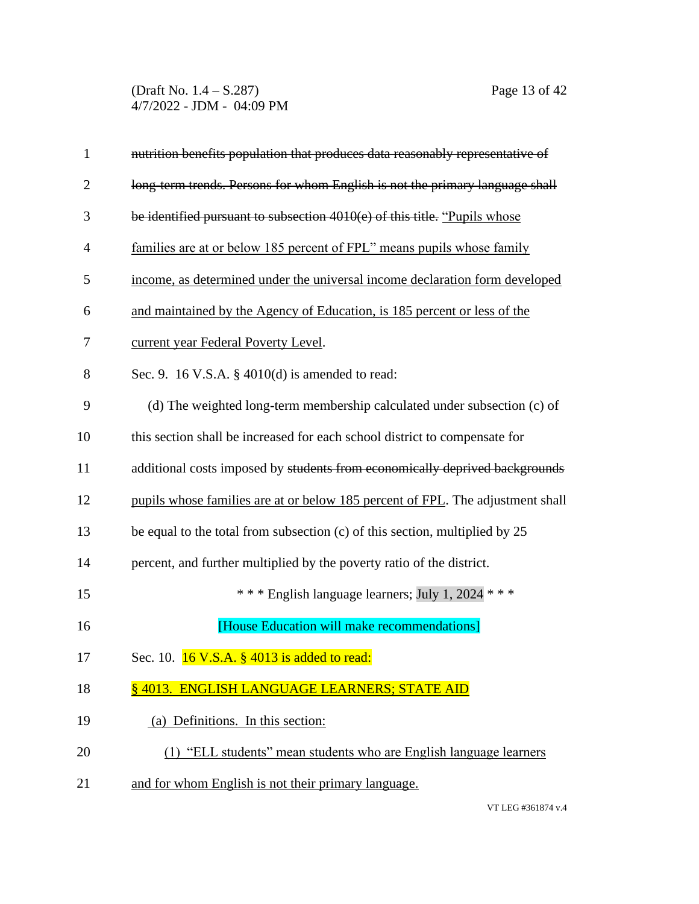~~nutrition benefits population that produces data reasonably representative of long-term trends. Persons for whom English is not the primary language shall be identified pursuant to subsection 4010(e) of this title.~~ <u>"Pupils whose families are at or below 185 percent of FPL" means pupils whose family income, as determined under the universal income declaration form developed and maintained by the Agency of Education, is 185 percent or less of the current year Federal Poverty Level</u>.

Sec. 9. 16 V.S.A. § 4010(d) is amended to read:

(d) The weighted long-term membership calculated under subsection (c) of this section shall be increased for each school district to compensate for additional costs imposed by ~~students from economically deprived backgrounds~~ <u>pupils whose families are at or below 185 percent of FPL</u>. The adjustment shall be equal to the total from subsection (c) of this section, multiplied by 25 percent, and further multiplied by the poverty ratio of the district.

\* \* \* English language learners; July 1, 2024 \* \* \*

[House Education will make recommendations]

Sec. 10. 16 V.S.A. § 4013 is added to read:

<u>§ 4013. ENGLISH LANGUAGE LEARNERS; STATE AID</u>

<u>(a) Definitions. In this section:</u>

<u>(1) "ELL students" mean students who are English language learners and for whom English is not their primary language.</u>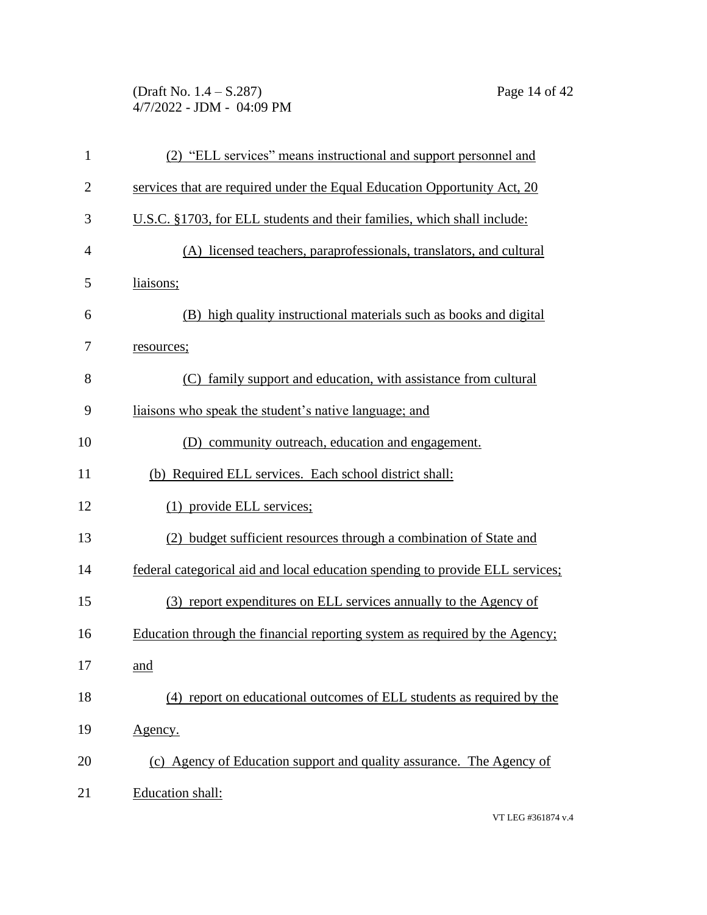(2) "ELL services" means instructional and support personnel and services that are required under the Equal Education Opportunity Act, 20 U.S.C. §1703, for ELL students and their families, which shall include:

(A) licensed teachers, paraprofessionals, translators, and cultural liaisons;

(B) high quality instructional materials such as books and digital resources;

(C) family support and education, with assistance from cultural liaisons who speak the student's native language; and

(D) community outreach, education and engagement.

(b) Required ELL services. Each school district shall:

(1) provide ELL services;

(2) budget sufficient resources through a combination of State and federal categorical aid and local education spending to provide ELL services;

(3) report expenditures on ELL services annually to the Agency of Education through the financial reporting system as required by the Agency; and

(4) report on educational outcomes of ELL students as required by the Agency.

(c) Agency of Education support and quality assurance. The Agency of Education shall: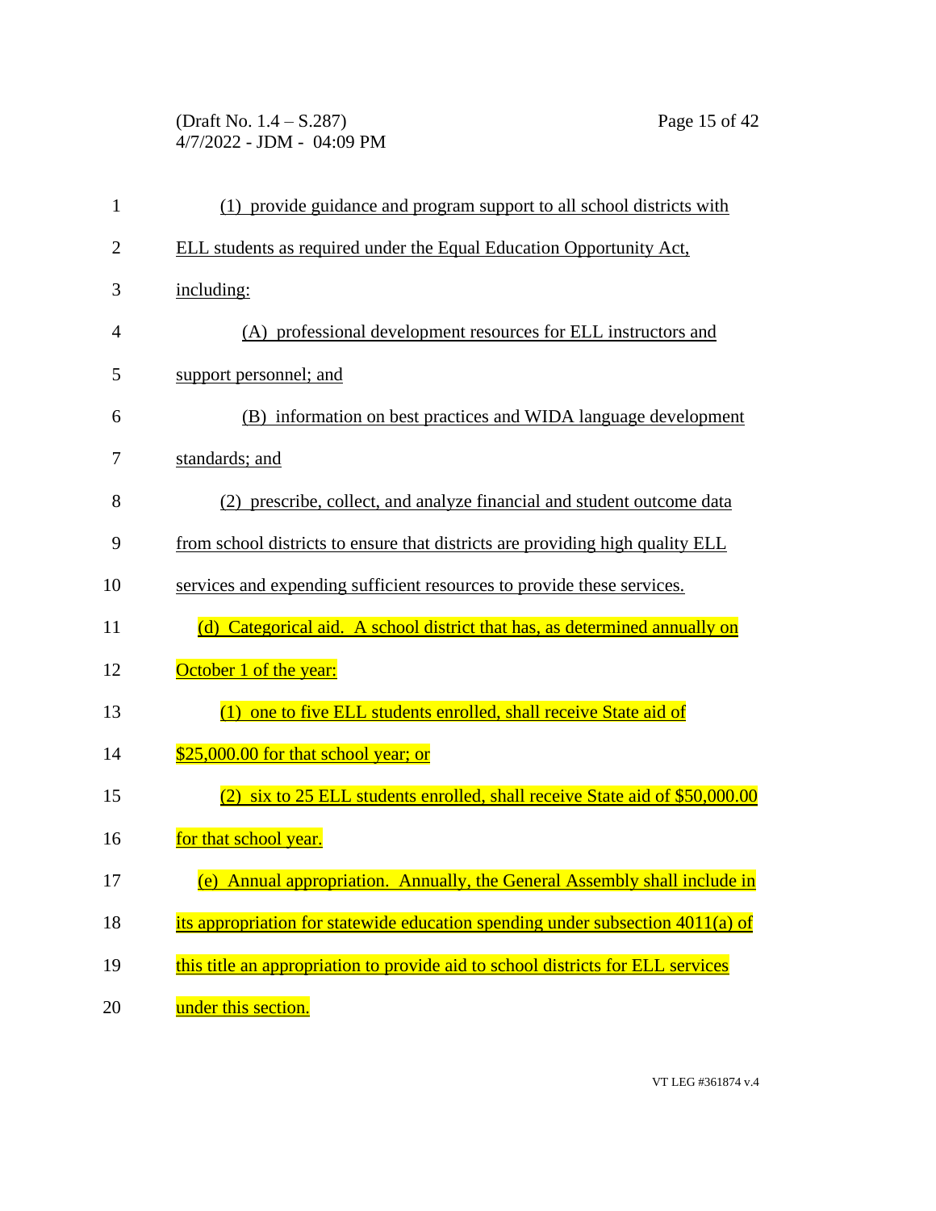(1) provide guidance and program support to all school districts with ELL students as required under the Equal Education Opportunity Act, including:

(A) professional development resources for ELL instructors and support personnel; and

(B) information on best practices and WIDA language development standards; and

(2) prescribe, collect, and analyze financial and student outcome data from school districts to ensure that districts are providing high quality ELL services and expending sufficient resources to provide these services.

(d) Categorical aid. A school district that has, as determined annually on October 1 of the year:

(1) one to five ELL students enrolled, shall receive State aid of $25,000.00 for that school year; or

(2) six to 25 ELL students enrolled, shall receive State aid of $50,000.00 for that school year.

(e) Annual appropriation. Annually, the General Assembly shall include in its appropriation for statewide education spending under subsection 4011(a) of this title an appropriation to provide aid to school districts for ELL services under this section.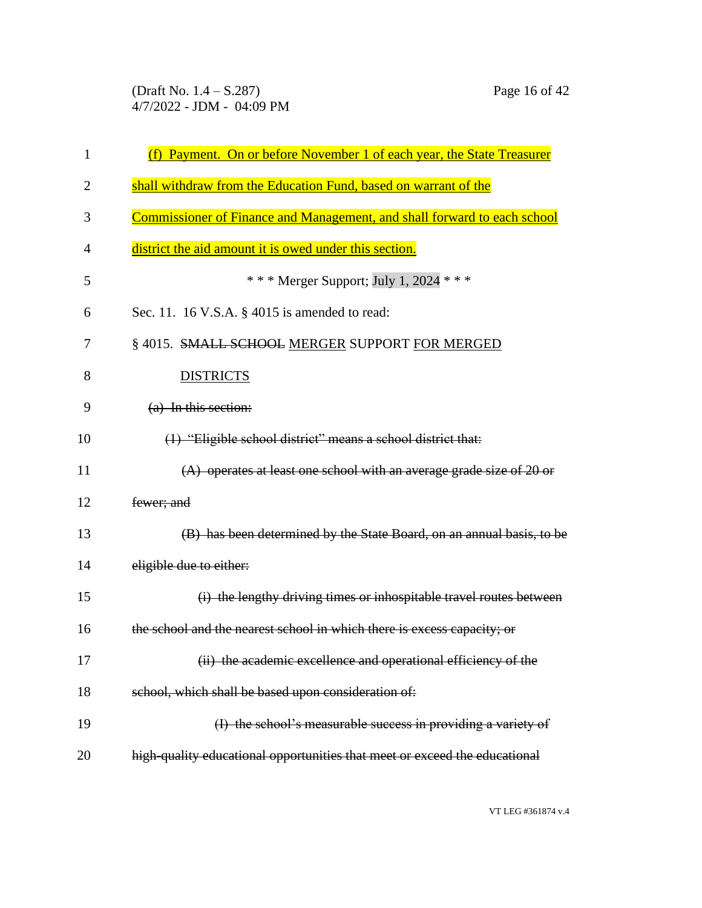(f) Payment. On or before November 1 of each year, the State Treasurer shall withdraw from the Education Fund, based on warrant of the Commissioner of Finance and Management, and shall forward to each school district the aid amount it is owed under this section.

\* \* \* Merger Support; July 1, 2024 \* \* \*

Sec. 11. 16 V.S.A. § 4015 is amended to read:

§ 4015. ~~SMALL SCHOOL~~ MERGER SUPPORT FOR MERGED DISTRICTS

~~(a) In this section:~~

~~(1) "Eligible school district" means a school district that:~~

~~(A) operates at least one school with an average grade size of 20 or fewer; and~~

~~(B) has been determined by the State Board, on an annual basis, to be eligible due to either:~~

~~(i) the lengthy driving times or inhospitable travel routes between the school and the nearest school in which there is excess capacity; or~~

~~(ii) the academic excellence and operational efficiency of the school, which shall be based upon consideration of:~~

~~(I) the school's measurable success in providing a variety of high-quality educational opportunities that meet or exceed the educational~~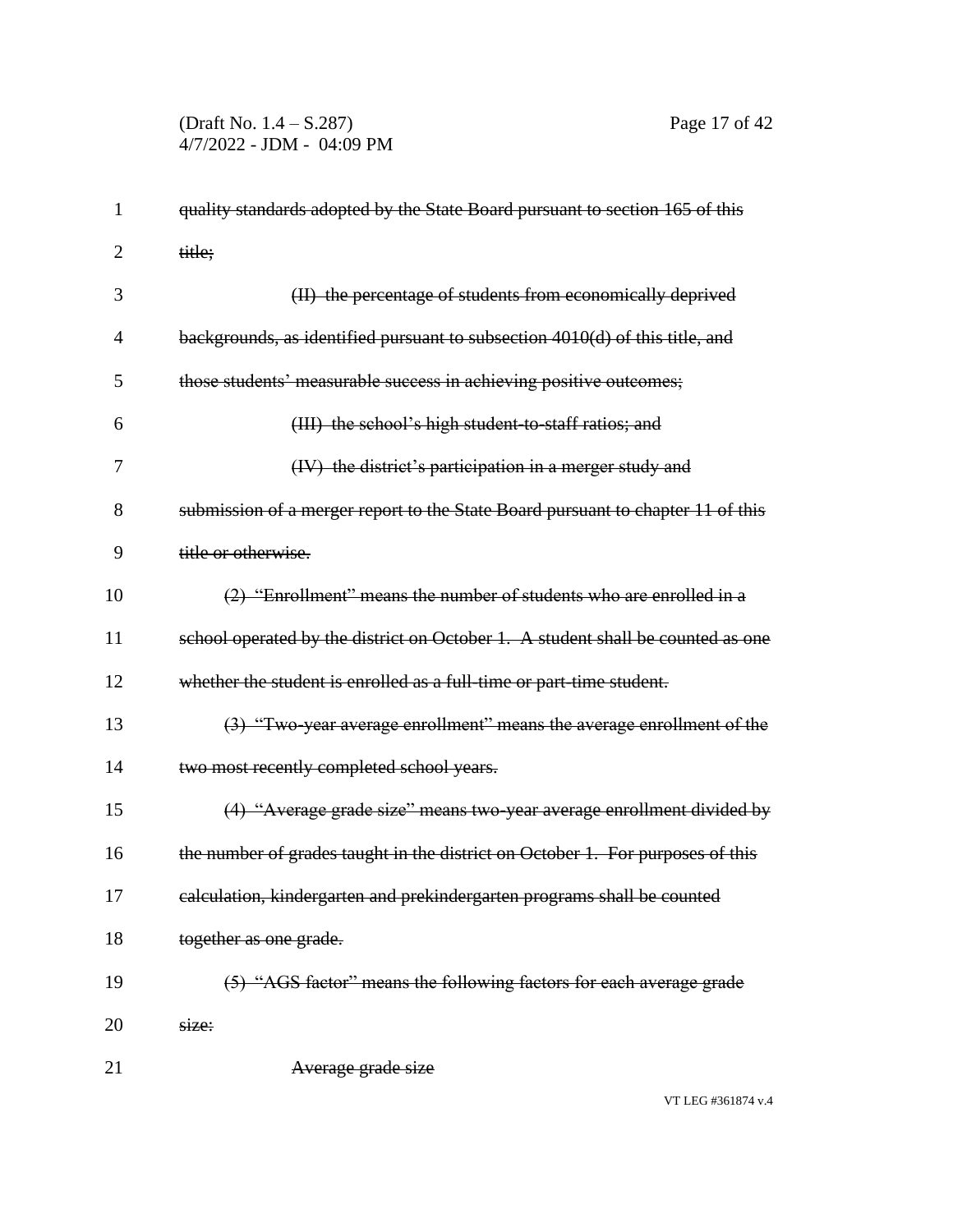~~quality standards adopted by the State Board pursuant to section 165 of this title;~~

~~(II) the percentage of students from economically deprived backgrounds, as identified pursuant to subsection 4010(d) of this title, and those students' measurable success in achieving positive outcomes;~~

~~(III) the school's high student-to-staff ratios; and~~

~~(IV) the district's participation in a merger study and submission of a merger report to the State Board pursuant to chapter 11 of this title or otherwise.~~

~~(2) "Enrollment" means the number of students who are enrolled in a school operated by the district on October 1. A student shall be counted as one whether the student is enrolled as a full-time or part-time student.~~

~~(3) "Two-year average enrollment" means the average enrollment of the two most recently completed school years.~~

~~(4) "Average grade size" means two-year average enrollment divided by the number of grades taught in the district on October 1. For purposes of this calculation, kindergarten and prekindergarten programs shall be counted together as one grade.~~

~~(5) "AGS factor" means the following factors for each average grade size:~~

~~Average grade size~~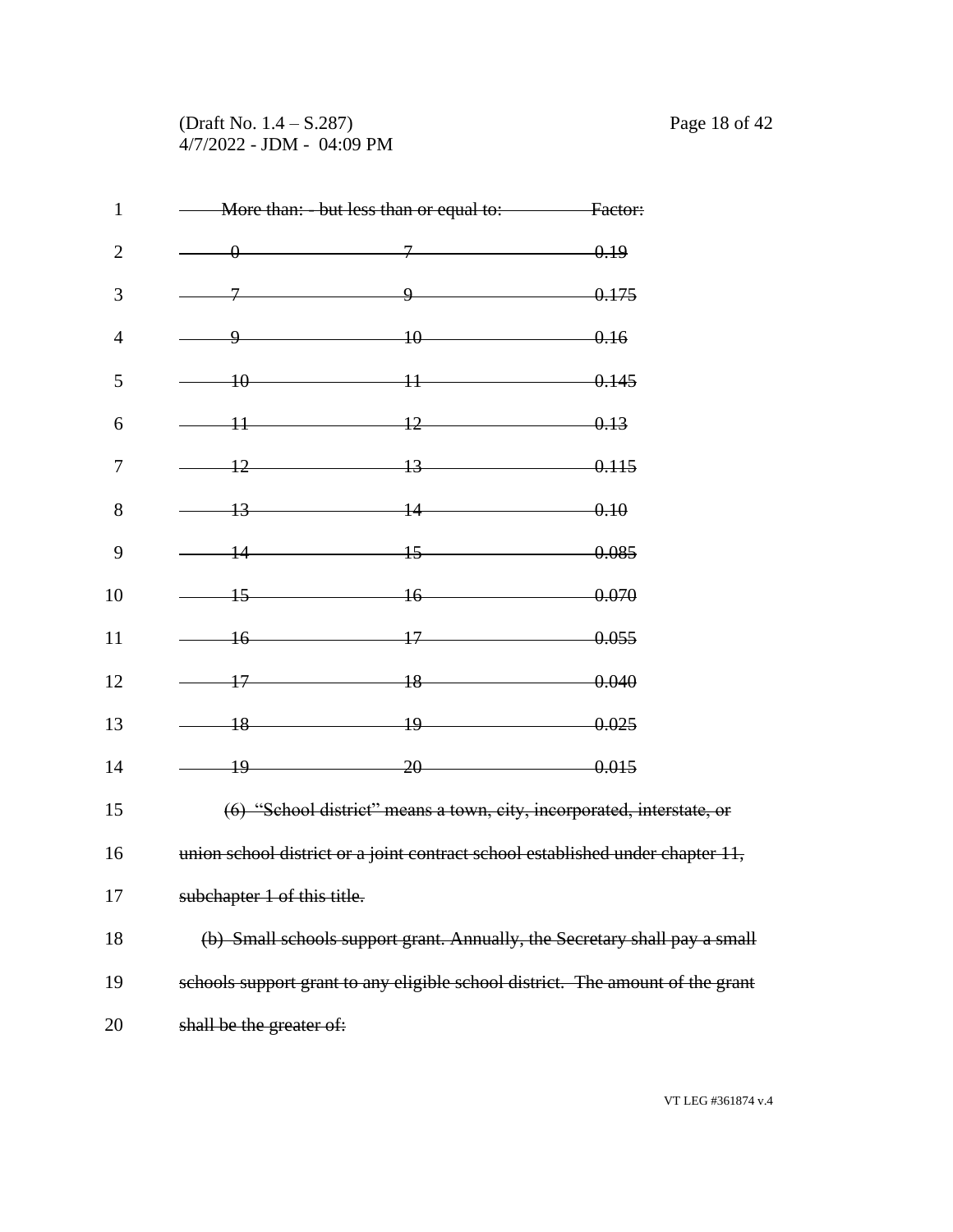| More than: | but less than or equal to: | Factor: |
|---|---|---|
| ~~0~~ | ~~7~~ | ~~0.19~~ |
| ~~7~~ | ~~9~~ | ~~0.175~~ |
| ~~9~~ | ~~10~~ | ~~0.16~~ |
| ~~10~~ | ~~11~~ | ~~0.145~~ |
| ~~11~~ | ~~12~~ | ~~0.13~~ |
| ~~12~~ | ~~13~~ | ~~0.115~~ |
| ~~13~~ | ~~14~~ | ~~0.10~~ |
| ~~14~~ | ~~15~~ | ~~0.085~~ |
| ~~15~~ | ~~16~~ | ~~0.070~~ |
| ~~16~~ | ~~17~~ | ~~0.055~~ |
| ~~17~~ | ~~18~~ | ~~0.040~~ |
| ~~18~~ | ~~19~~ | ~~0.025~~ |
| ~~19~~ | ~~20~~ | ~~0.015~~ |

~~(6) "School district" means a town, city, incorporated, interstate, or union school district or a joint contract school established under chapter 11, subchapter 1 of this title.~~

~~(b) Small schools support grant. Annually, the Secretary shall pay a small schools support grant to any eligible school district. The amount of the grant shall be the greater of:~~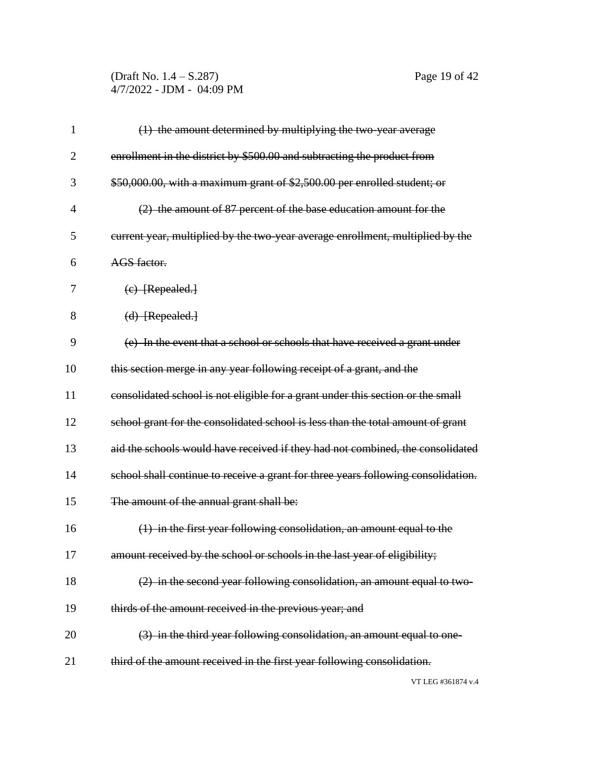~~(1) the amount determined by multiplying the two-year average enrollment in the district by $500.00 and subtracting the product from $50,000.00, with a maximum grant of $2,500.00 per enrolled student; or~~

~~(2) the amount of 87 percent of the base education amount for the current year, multiplied by the two-year average enrollment, multiplied by the AGS factor.~~

~~(c) [Repealed.]~~

~~(d) [Repealed.]~~

~~(e) In the event that a school or schools that have received a grant under this section merge in any year following receipt of a grant, and the consolidated school is not eligible for a grant under this section or the small school grant for the consolidated school is less than the total amount of grant aid the schools would have received if they had not combined, the consolidated school shall continue to receive a grant for three years following consolidation. The amount of the annual grant shall be:~~

~~(1) in the first year following consolidation, an amount equal to the amount received by the school or schools in the last year of eligibility;~~

~~(2) in the second year following consolidation, an amount equal to two-thirds of the amount received in the previous year; and~~

~~(3) in the third year following consolidation, an amount equal to one-third of the amount received in the first year following consolidation.~~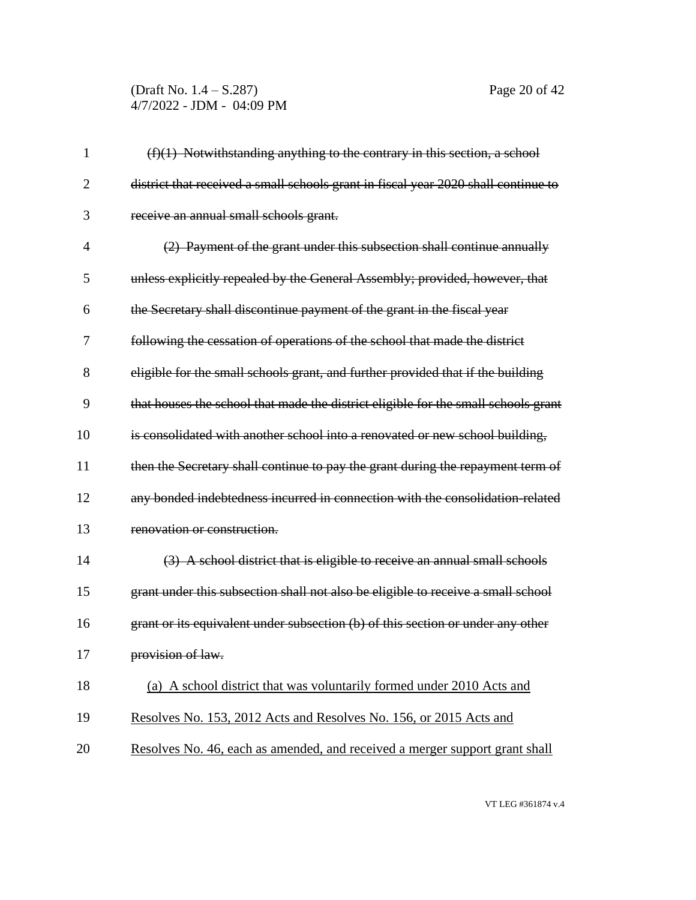~~(f)(1) Notwithstanding anything to the contrary in this section, a school district that received a small schools grant in fiscal year 2020 shall continue to receive an annual small schools grant.~~

~~(2) Payment of the grant under this subsection shall continue annually unless explicitly repealed by the General Assembly; provided, however, that the Secretary shall discontinue payment of the grant in the fiscal year following the cessation of operations of the school that made the district eligible for the small schools grant, and further provided that if the building that houses the school that made the district eligible for the small schools grant is consolidated with another school into a renovated or new school building, then the Secretary shall continue to pay the grant during the repayment term of any bonded indebtedness incurred in connection with the consolidation-related renovation or construction.~~

~~(3) A school district that is eligible to receive an annual small schools grant under this subsection shall not also be eligible to receive a small school grant or its equivalent under subsection (b) of this section or under any other provision of law.~~

<u>(a) A school district that was voluntarily formed under 2010 Acts and Resolves No. 153, 2012 Acts and Resolves No. 156, or 2015 Acts and Resolves No. 46, each as amended, and received a merger support grant shall</u>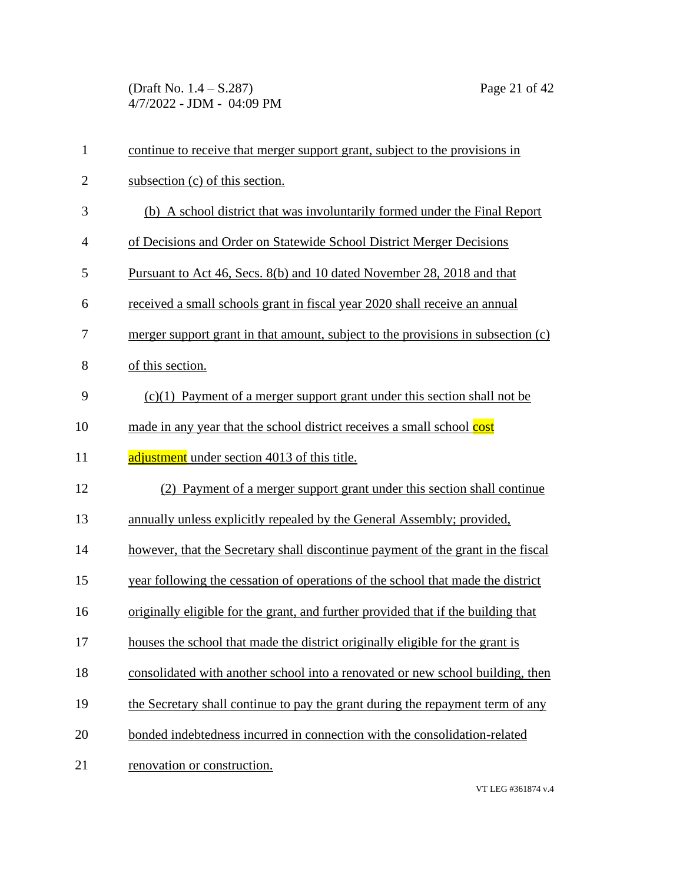continue to receive that merger support grant, subject to the provisions in subsection (c) of this section.

(b) A school district that was involuntarily formed under the Final Report of Decisions and Order on Statewide School District Merger Decisions Pursuant to Act 46, Secs. 8(b) and 10 dated November 28, 2018 and that received a small schools grant in fiscal year 2020 shall receive an annual merger support grant in that amount, subject to the provisions in subsection (c) of this section.

(c)(1) Payment of a merger support grant under this section shall not be made in any year that the school district receives a small school cost adjustment under section 4013 of this title.

(2) Payment of a merger support grant under this section shall continue annually unless explicitly repealed by the General Assembly; provided, however, that the Secretary shall discontinue payment of the grant in the fiscal year following the cessation of operations of the school that made the district originally eligible for the grant, and further provided that if the building that houses the school that made the district originally eligible for the grant is consolidated with another school into a renovated or new school building, then the Secretary shall continue to pay the grant during the repayment term of any bonded indebtedness incurred in connection with the consolidation-related renovation or construction.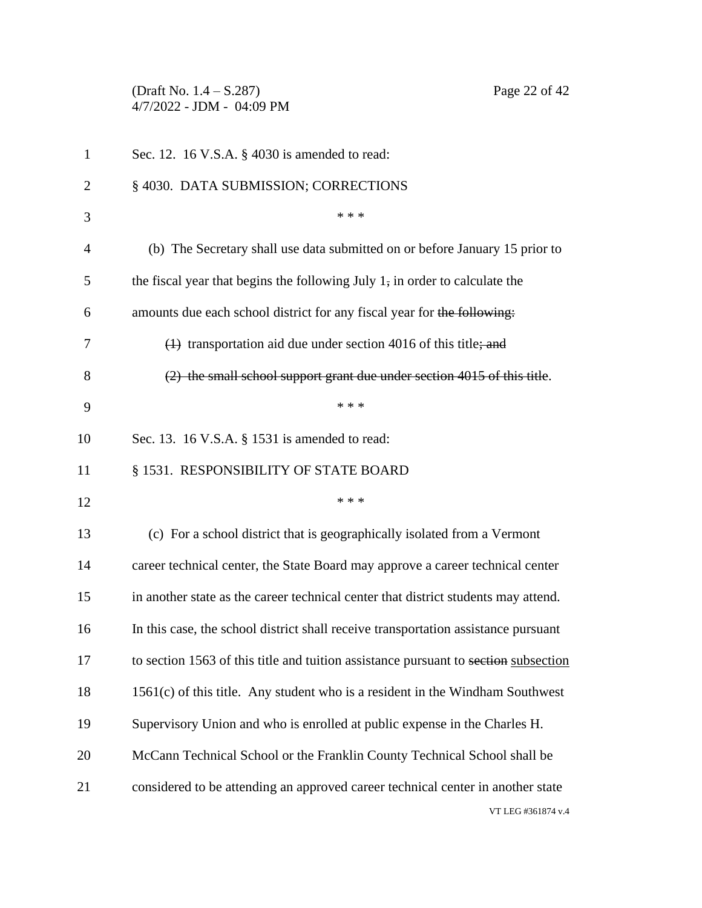Sec. 12. 16 V.S.A. § 4030 is amended to read:

§ 4030. DATA SUBMISSION; CORRECTIONS

\* \* \*

(b) The Secretary shall use data submitted on or before January 15 prior to the fiscal year that begins the following July 1~~,~~ in order to calculate the amounts due each school district for any fiscal year for ~~the following:~~

~~(1)~~ transportation aid due under section 4016 of this title~~; and~~

~~(2) the small school support grant due under section 4015 of this title~~.

\* \* \*

Sec. 13. 16 V.S.A. § 1531 is amended to read:

§ 1531. RESPONSIBILITY OF STATE BOARD

\* \* \*

(c) For a school district that is geographically isolated from a Vermont career technical center, the State Board may approve a career technical center in another state as the career technical center that district students may attend. In this case, the school district shall receive transportation assistance pursuant to section 1563 of this title and tuition assistance pursuant to ~~section~~ <u>subsection</u> 1561(c) of this title. Any student who is a resident in the Windham Southwest Supervisory Union and who is enrolled at public expense in the Charles H. McCann Technical School or the Franklin County Technical School shall be considered to be attending an approved career technical center in another state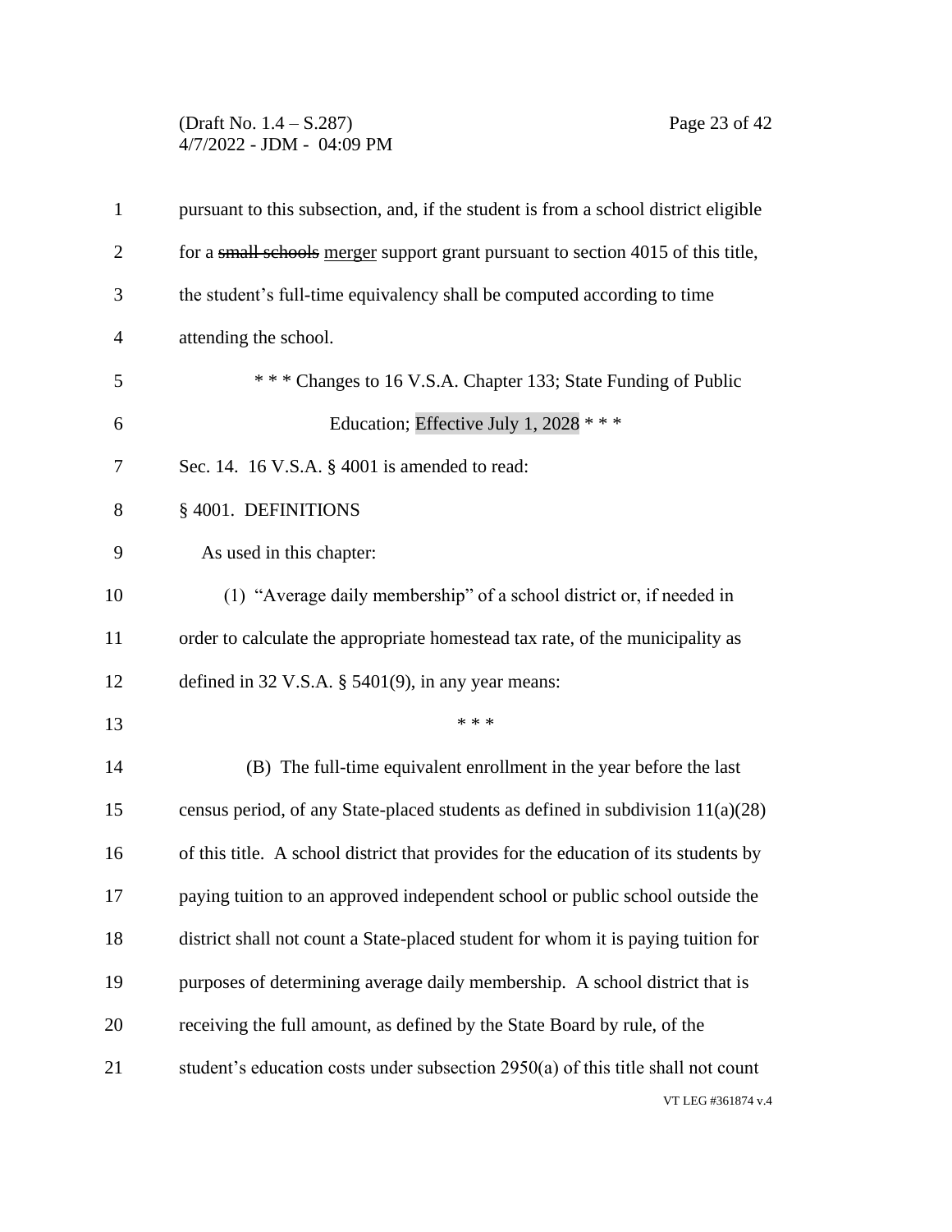pursuant to this subsection, and, if the student is from a school district eligible for a ~~small schools~~ merger support grant pursuant to section 4015 of this title, the student's full-time equivalency shall be computed according to time attending the school.

\* \* \* Changes to 16 V.S.A. Chapter 133; State Funding of Public Education; Effective July 1, 2028 \* \* \*

Sec. 14. 16 V.S.A. § 4001 is amended to read:

§ 4001. DEFINITIONS

As used in this chapter:

(1) "Average daily membership" of a school district or, if needed in order to calculate the appropriate homestead tax rate, of the municipality as defined in 32 V.S.A. § 5401(9), in any year means:

\* \* \*

(B) The full-time equivalent enrollment in the year before the last census period, of any State-placed students as defined in subdivision 11(a)(28) of this title. A school district that provides for the education of its students by paying tuition to an approved independent school or public school outside the district shall not count a State-placed student for whom it is paying tuition for purposes of determining average daily membership. A school district that is receiving the full amount, as defined by the State Board by rule, of the student's education costs under subsection 2950(a) of this title shall not count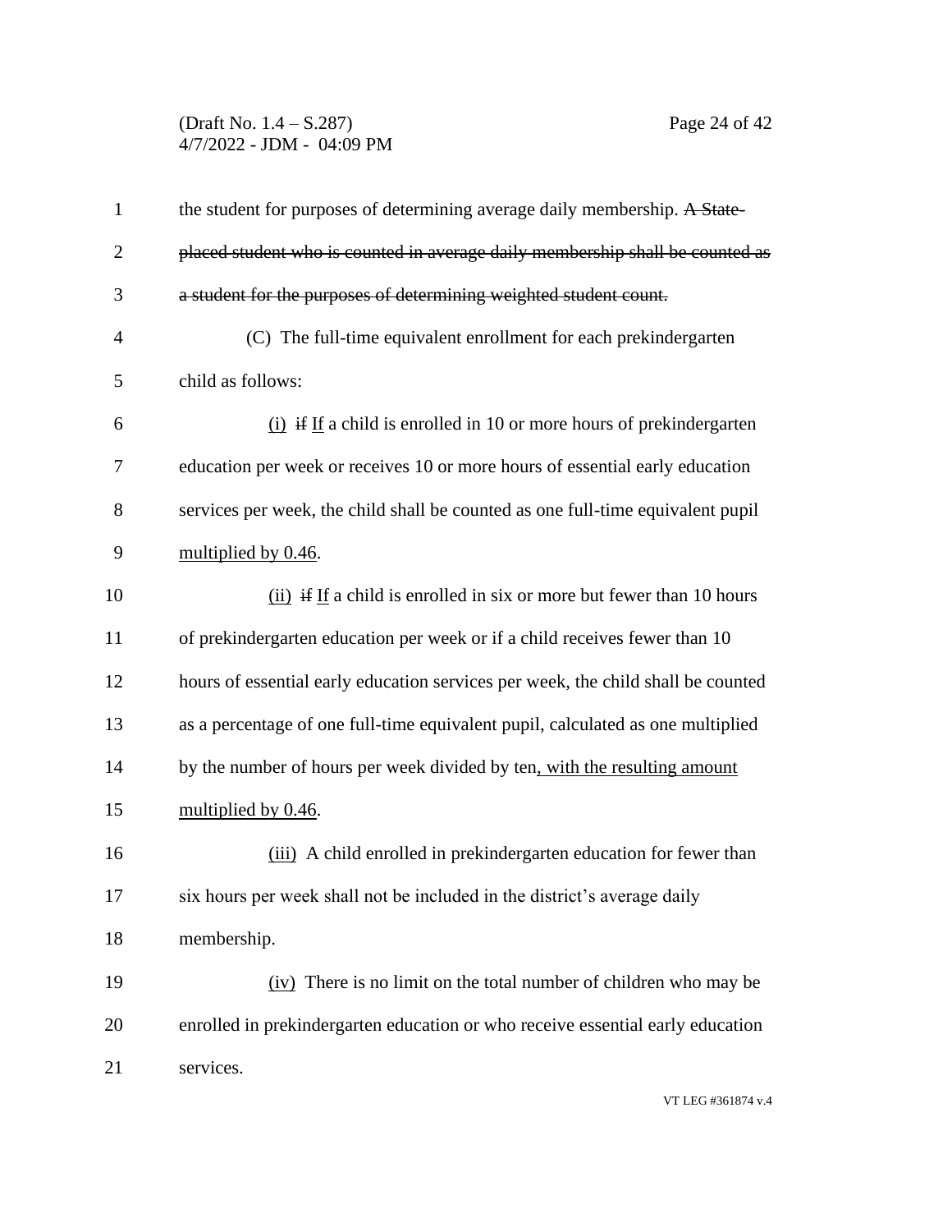the student for purposes of determining average daily membership. ~~A State-placed student who is counted in average daily membership shall be counted as a student for the purposes of determining weighted student count.~~

(C) The full-time equivalent enrollment for each prekindergarten child as follows:

<u>(i)</u> ~~if~~ <u>If</u> a child is enrolled in 10 or more hours of prekindergarten education per week or receives 10 or more hours of essential early education services per week, the child shall be counted as one full-time equivalent pupil <u>multiplied by 0.46</u>.

<u>(ii)</u> ~~if~~ <u>If</u> a child is enrolled in six or more but fewer than 10 hours of prekindergarten education per week or if a child receives fewer than 10 hours of essential early education services per week, the child shall be counted as a percentage of one full-time equivalent pupil, calculated as one multiplied by the number of hours per week divided by ten<u>, with the resulting amount multiplied by 0.46</u>.

<u>(iii)</u> A child enrolled in prekindergarten education for fewer than six hours per week shall not be included in the district's average daily membership.

<u>(iv)</u> There is no limit on the total number of children who may be enrolled in prekindergarten education or who receive essential early education services.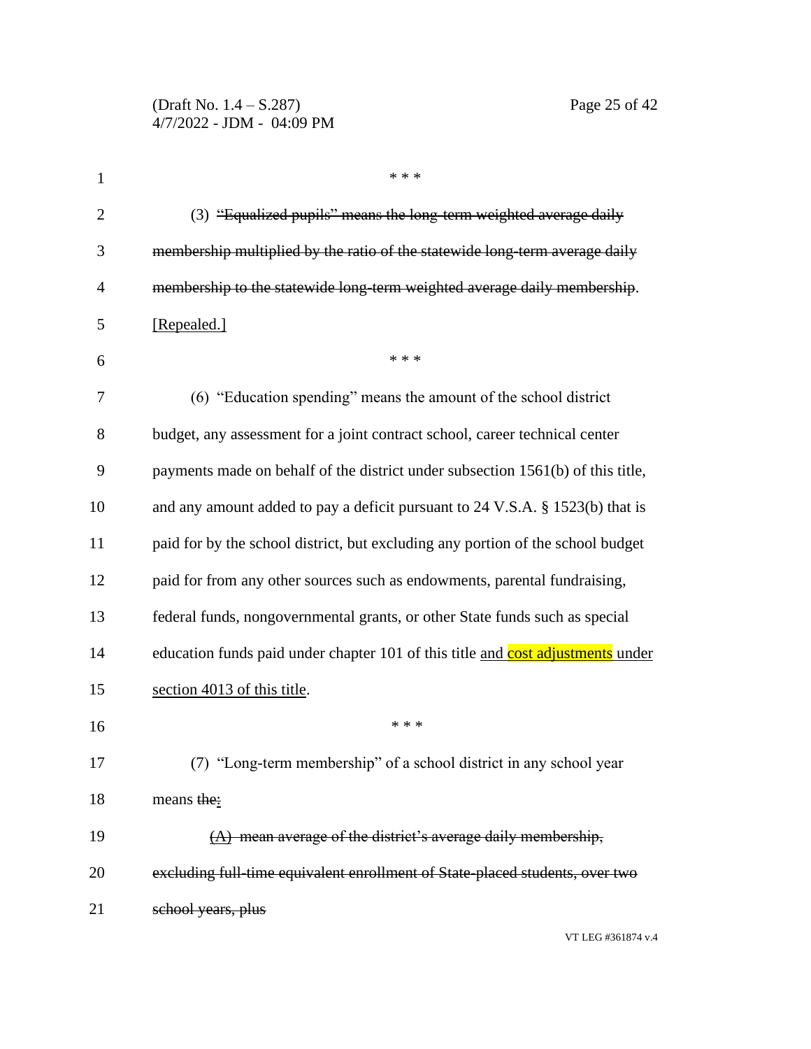\* \* \*

(3) ~~"Equalized pupils" means the long-term weighted average daily membership multiplied by the ratio of the statewide long-term average daily membership to the statewide long-term weighted average daily membership~~. <u>[Repealed.]</u>

\* \* \*

(6) "Education spending" means the amount of the school district budget, any assessment for a joint contract school, career technical center payments made on behalf of the district under subsection 1561(b) of this title, and any amount added to pay a deficit pursuant to 24 V.S.A. § 1523(b) that is paid for by the school district, but excluding any portion of the school budget paid for from any other sources such as endowments, parental fundraising, federal funds, nongovernmental grants, or other State funds such as special education funds paid under chapter 101 of this title <u>and cost adjustments under section 4013 of this title</u>.

\* \* \*

(7) "Long-term membership" of a school district in any school year means ~~the~~<u>:</u>

~~(A) mean average of the district's average daily membership, excluding full-time equivalent enrollment of State-placed students, over two school years, plus~~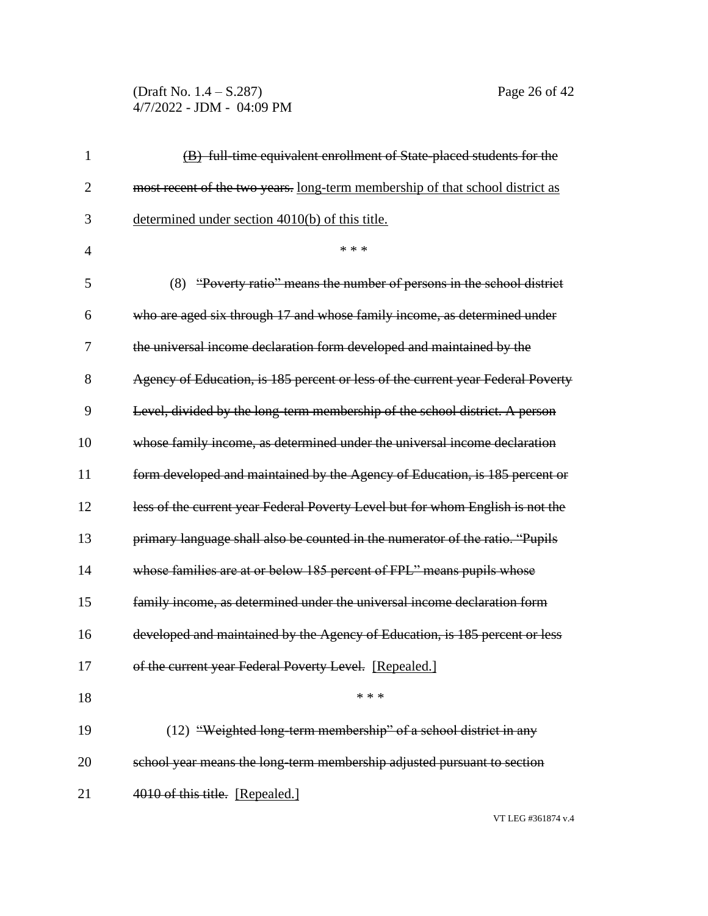~~(B) full-time equivalent enrollment of State-placed students for the most recent of the two years.~~ long-term membership of that school district as determined under section 4010(b) of this title.

\* \* \*

(8) ~~"Poverty ratio" means the number of persons in the school district who are aged six through 17 and whose family income, as determined under the universal income declaration form developed and maintained by the Agency of Education, is 185 percent or less of the current year Federal Poverty Level, divided by the long-term membership of the school district. A person whose family income, as determined under the universal income declaration form developed and maintained by the Agency of Education, is 185 percent or less of the current year Federal Poverty Level but for whom English is not the primary language shall also be counted in the numerator of the ratio. "Pupils whose families are at or below 185 percent of FPL" means pupils whose family income, as determined under the universal income declaration form developed and maintained by the Agency of Education, is 185 percent or less of the current year Federal Poverty Level.~~ [Repealed.]

\* \* \*

(12) ~~"Weighted long-term membership" of a school district in any school year means the long-term membership adjusted pursuant to section 4010 of this title.~~ [Repealed.]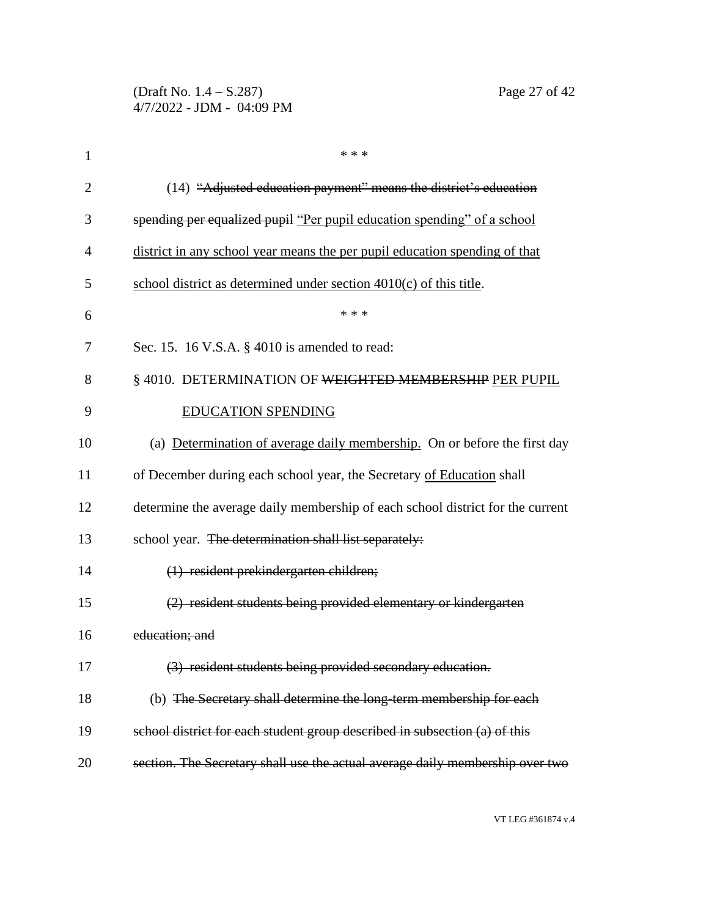\* \* \*

(14) ~~"Adjusted education payment" means the district's education spending per equalized pupil~~ "Per pupil education spending" of a school district in any school year means the per pupil education spending of that school district as determined under section 4010(c) of this title.

\* \* \*

Sec. 15. 16 V.S.A. § 4010 is amended to read:

§ 4010. DETERMINATION OF ~~WEIGHTED MEMBERSHIP~~ PER PUPIL EDUCATION SPENDING

(a) Determination of average daily membership. On or before the first day of December during each school year, the Secretary of Education shall determine the average daily membership of each school district for the current school year. ~~The determination shall list separately:~~

~~(1) resident prekindergarten children;~~

~~(2) resident students being provided elementary or kindergarten education; and~~

~~(3) resident students being provided secondary education.~~

(b) ~~The Secretary shall determine the long-term membership for each school district for each student group described in subsection (a) of this section. The Secretary shall use the actual average daily membership over two~~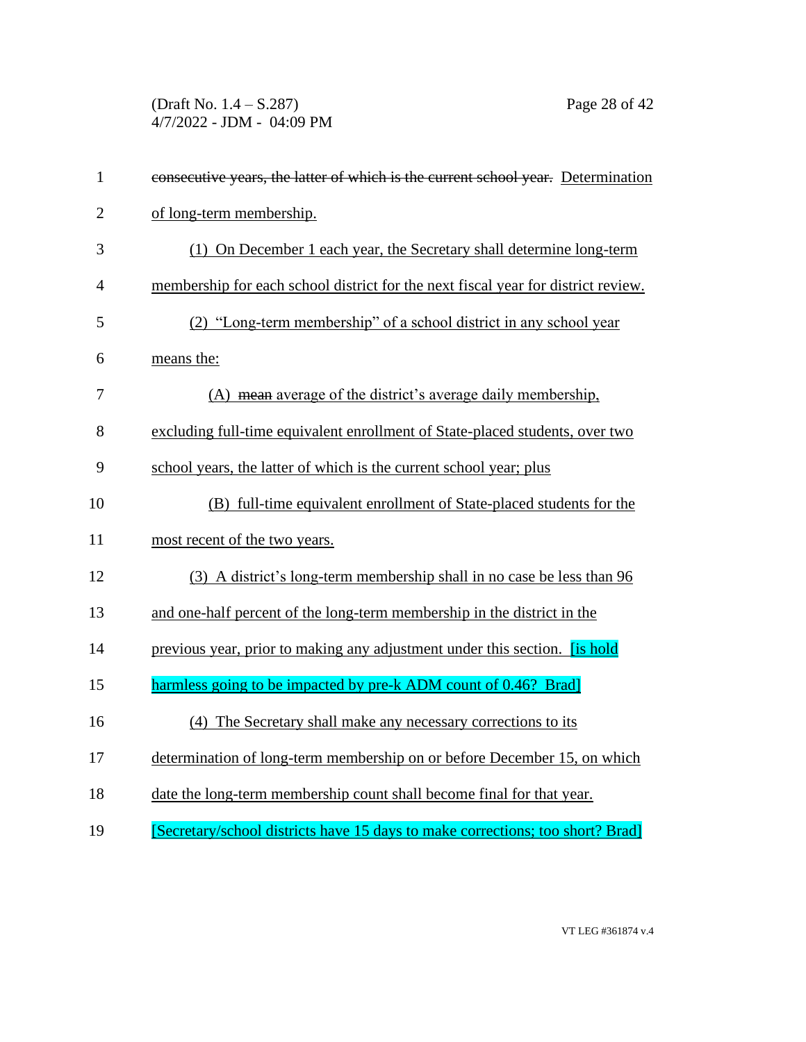~~consecutive years, the latter of which is the current school year.~~ Determination of long-term membership.

(1) On December 1 each year, the Secretary shall determine long-term membership for each school district for the next fiscal year for district review.

(2) "Long-term membership" of a school district in any school year means the:

(A) ~~mean~~ average of the district's average daily membership, excluding full-time equivalent enrollment of State-placed students, over two school years, the latter of which is the current school year; plus

(B) full-time equivalent enrollment of State-placed students for the most recent of the two years.

(3) A district's long-term membership shall in no case be less than 96 and one-half percent of the long-term membership in the district in the previous year, prior to making any adjustment under this section. [is hold harmless going to be impacted by pre-k ADM count of 0.46? Brad]

(4) The Secretary shall make any necessary corrections to its determination of long-term membership on or before December 15, on which date the long-term membership count shall become final for that year.

[Secretary/school districts have 15 days to make corrections; too short? Brad]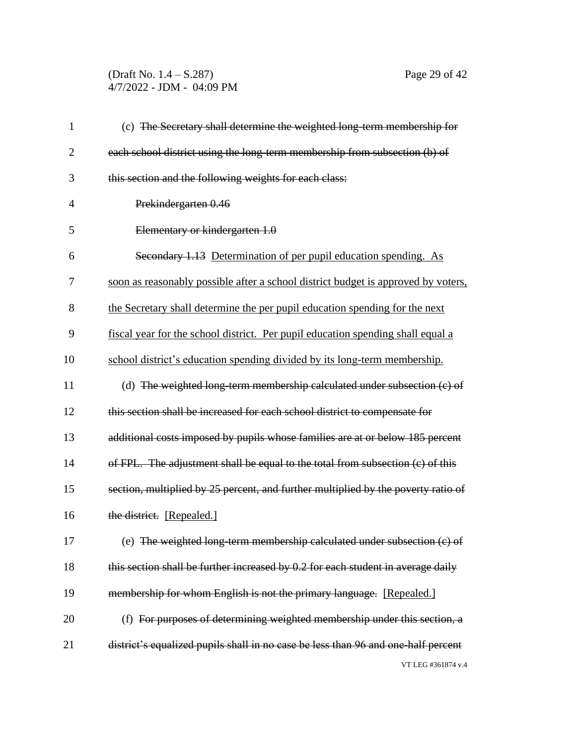(c) ~~The Secretary shall determine the weighted long-term membership for each school district using the long-term membership from subsection (b) of this section and the following weights for each class:~~

~~Prekindergarten 0.46~~

~~Elementary or kindergarten 1.0~~

~~Secondary 1.13~~ <u>Determination of per pupil education spending. As soon as reasonably possible after a school district budget is approved by voters, the Secretary shall determine the per pupil education spending for the next fiscal year for the school district. Per pupil education spending shall equal a school district's education spending divided by its long-term membership.</u>

(d) ~~The weighted long-term membership calculated under subsection (c) of this section shall be increased for each school district to compensate for additional costs imposed by pupils whose families are at or below 185 percent of FPL. The adjustment shall be equal to the total from subsection (c) of this section, multiplied by 25 percent, and further multiplied by the poverty ratio of the district.~~ <u>[Repealed.]</u>

(e) ~~The weighted long-term membership calculated under subsection (c) of this section shall be further increased by 0.2 for each student in average daily membership for whom English is not the primary language.~~ <u>[Repealed.]</u>

(f) ~~For purposes of determining weighted membership under this section, a district's equalized pupils shall in no case be less than 96 and one-half percent~~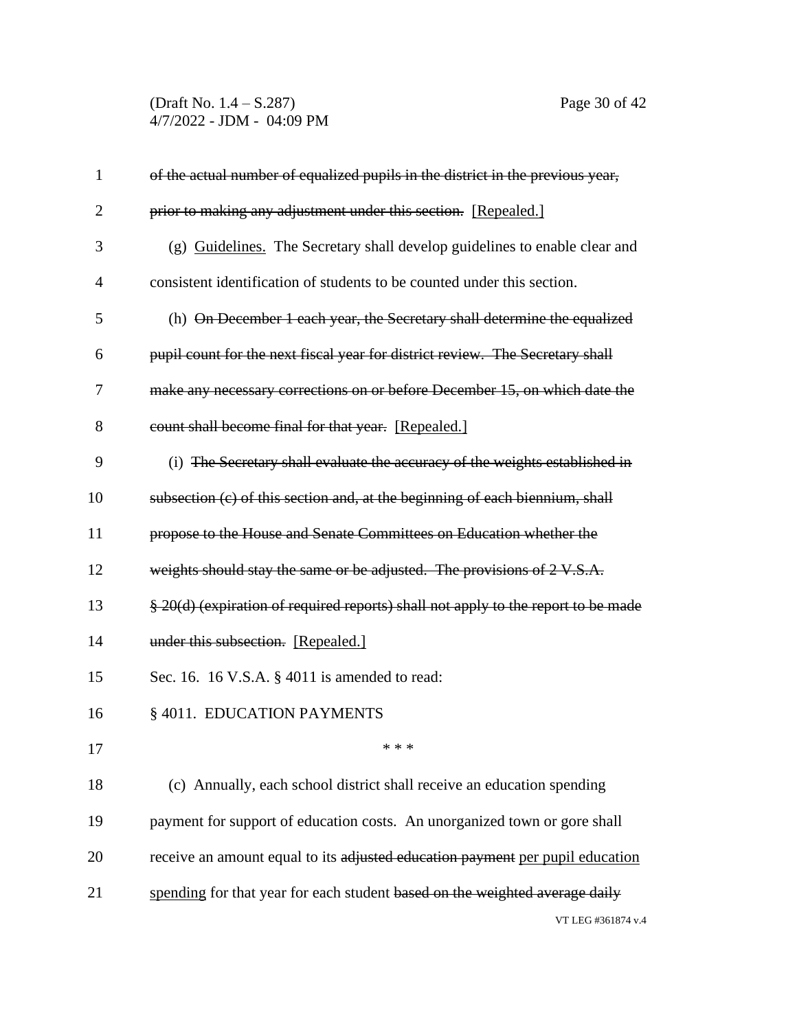~~of the actual number of equalized pupils in the district in the previous year, prior to making any adjustment under this section.~~ [Repealed.]

(g) Guidelines. The Secretary shall develop guidelines to enable clear and consistent identification of students to be counted under this section.

(h) ~~On December 1 each year, the Secretary shall determine the equalized pupil count for the next fiscal year for district review. The Secretary shall make any necessary corrections on or before December 15, on which date the count shall become final for that year.~~ [Repealed.]

(i) ~~The Secretary shall evaluate the accuracy of the weights established in subsection (c) of this section and, at the beginning of each biennium, shall propose to the House and Senate Committees on Education whether the weights should stay the same or be adjusted. The provisions of 2 V.S.A. § 20(d) (expiration of required reports) shall not apply to the report to be made under this subsection.~~ [Repealed.]

Sec. 16. 16 V.S.A. § 4011 is amended to read:

§ 4011. EDUCATION PAYMENTS

\* \* \*

(c) Annually, each school district shall receive an education spending payment for support of education costs. An unorganized town or gore shall receive an amount equal to its ~~adjusted education payment~~ per pupil education spending for that year for each student ~~based on the weighted average daily~~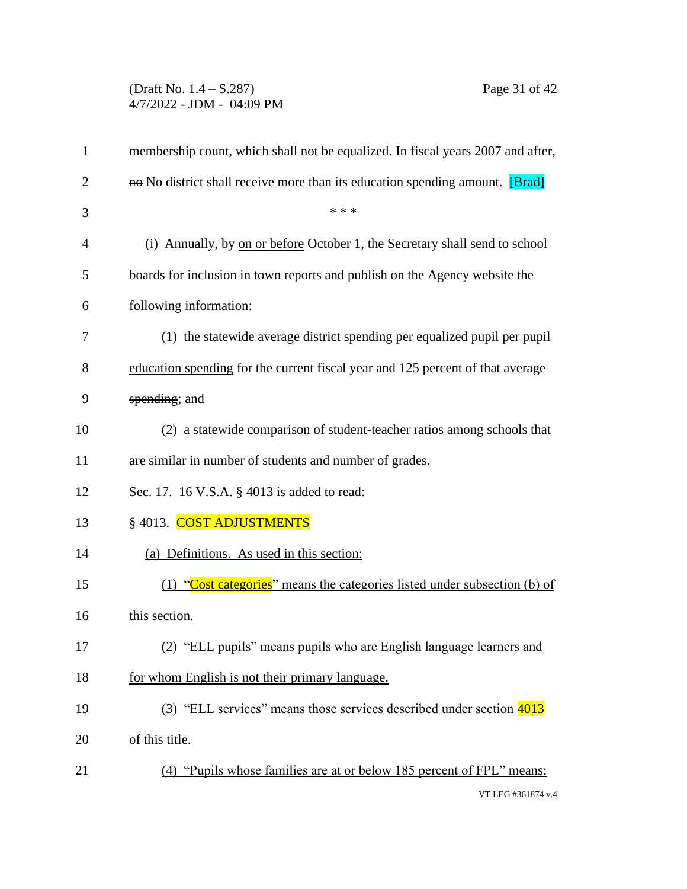~~membership count, which shall not be equalized.~~ ~~In fiscal years 2007 and after,~~ ~~no~~ No district shall receive more than its education spending amount. [Brad]

\* \* \*

(i) Annually, ~~by~~ on or before October 1, the Secretary shall send to school boards for inclusion in town reports and publish on the Agency website the following information:

(1) the statewide average district ~~spending per equalized pupil~~ per pupil education spending for the current fiscal year ~~and 125 percent of that average spending~~; and

(2) a statewide comparison of student-teacher ratios among schools that are similar in number of students and number of grades.

Sec. 17. 16 V.S.A. § 4013 is added to read:

§ 4013. COST ADJUSTMENTS

(a) Definitions. As used in this section:

(1) "Cost categories" means the categories listed under subsection (b) of this section.

(2) "ELL pupils" means pupils who are English language learners and for whom English is not their primary language.

(3) "ELL services" means those services described under section 4013 of this title.

(4) "Pupils whose families are at or below 185 percent of FPL" means: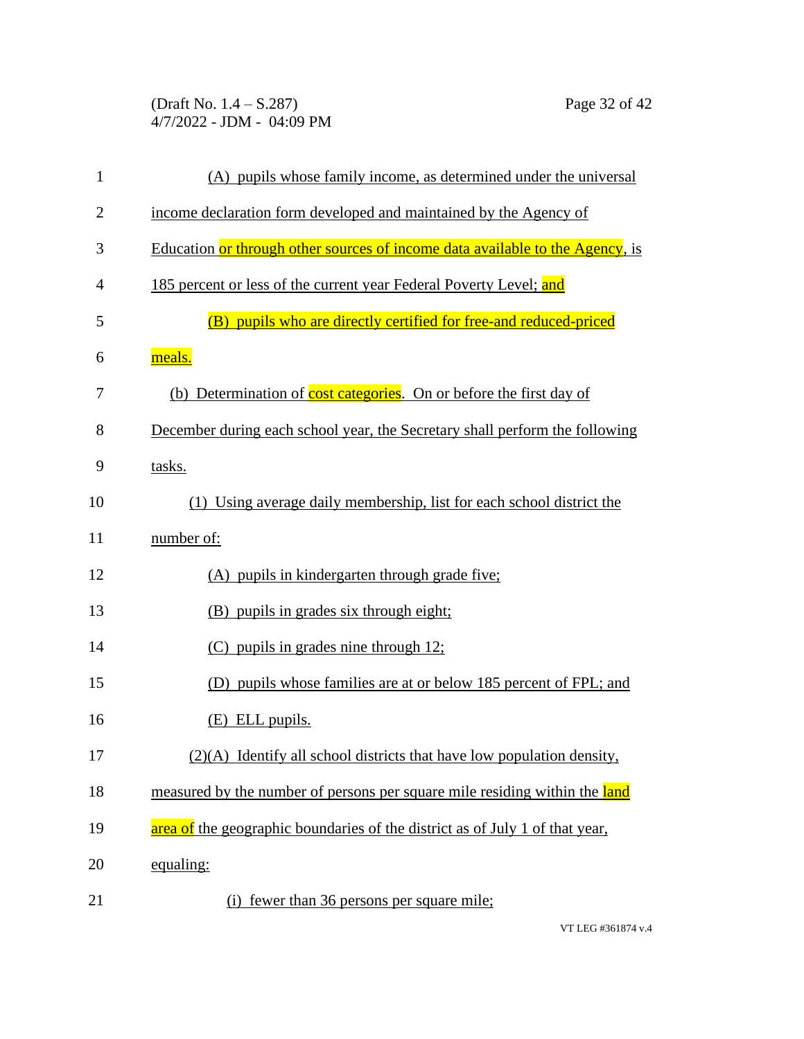(A) pupils whose family income, as determined under the universal income declaration form developed and maintained by the Agency of Education or through other sources of income data available to the Agency, is 185 percent or less of the current year Federal Poverty Level; and

(B) pupils who are directly certified for free-and reduced-priced meals.

(b) Determination of cost categories. On or before the first day of December during each school year, the Secretary shall perform the following tasks.

(1) Using average daily membership, list for each school district the number of:

(A) pupils in kindergarten through grade five;

(B) pupils in grades six through eight;

(C) pupils in grades nine through 12;

(D) pupils whose families are at or below 185 percent of FPL; and

(E) ELL pupils.

(2)(A) Identify all school districts that have low population density, measured by the number of persons per square mile residing within the land area of the geographic boundaries of the district as of July 1 of that year, equaling:

(i) fewer than 36 persons per square mile;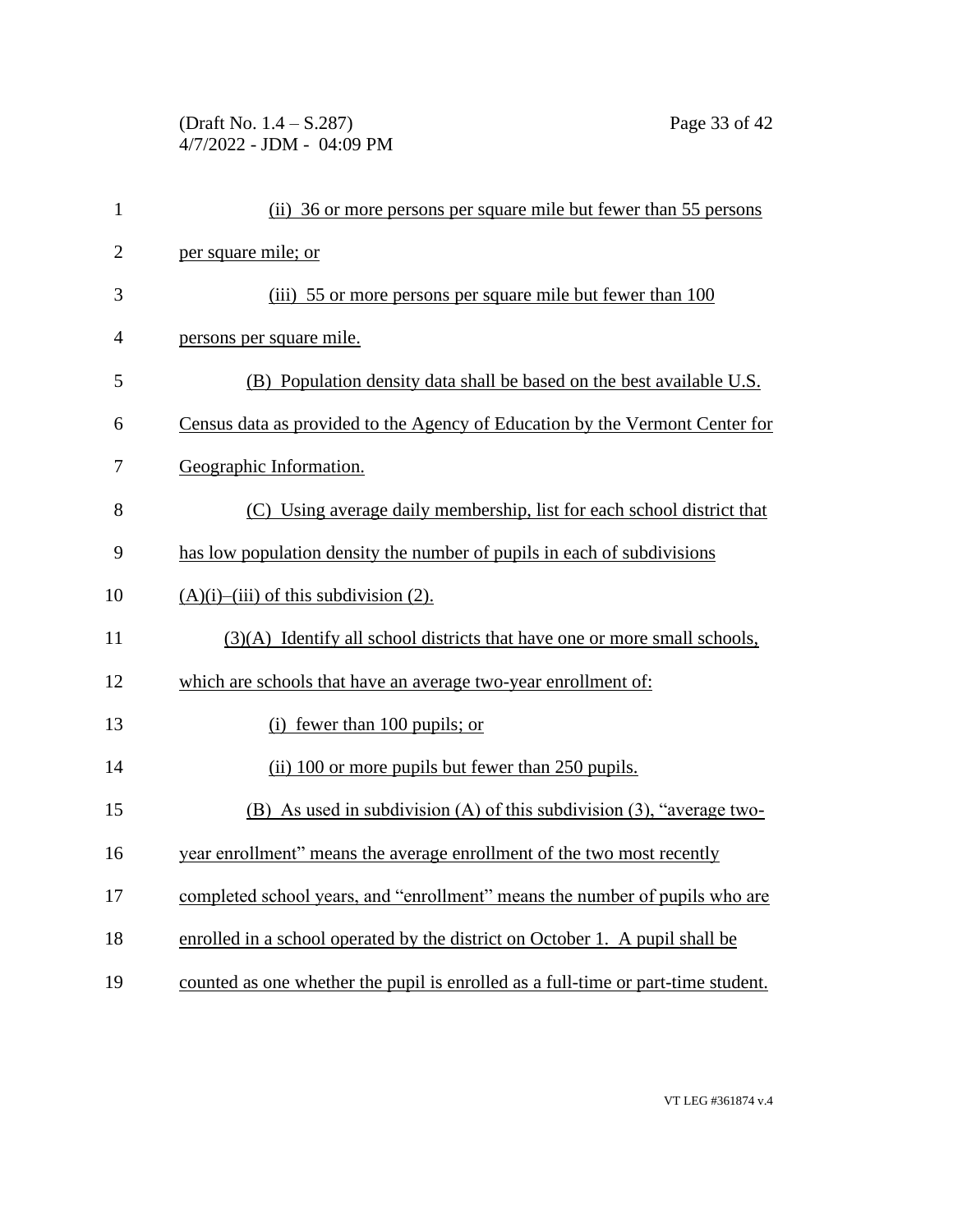(ii) 36 or more persons per square mile but fewer than 55 persons per square mile; or

(iii) 55 or more persons per square mile but fewer than 100 persons per square mile.

(B) Population density data shall be based on the best available U.S. Census data as provided to the Agency of Education by the Vermont Center for Geographic Information.

(C) Using average daily membership, list for each school district that has low population density the number of pupils in each of subdivisions (A)(i)–(iii) of this subdivision (2).

(3)(A) Identify all school districts that have one or more small schools, which are schools that have an average two-year enrollment of:

(i) fewer than 100 pupils; or

(ii) 100 or more pupils but fewer than 250 pupils.

(B) As used in subdivision (A) of this subdivision (3), "average two-year enrollment" means the average enrollment of the two most recently completed school years, and "enrollment" means the number of pupils who are enrolled in a school operated by the district on October 1. A pupil shall be counted as one whether the pupil is enrolled as a full-time or part-time student.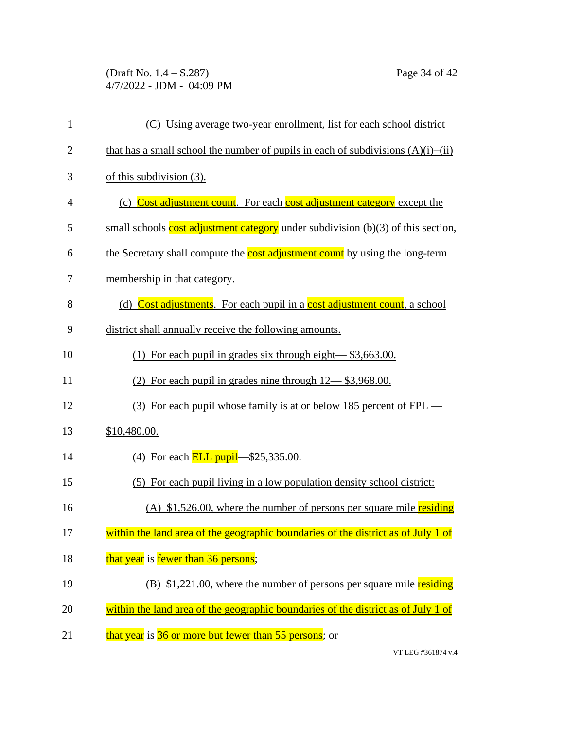(C) Using average two-year enrollment, list for each school district that has a small school the number of pupils in each of subdivisions (A)(i)–(ii) of this subdivision (3).

(c) Cost adjustment count. For each cost adjustment category except the small schools cost adjustment category under subdivision (b)(3) of this section, the Secretary shall compute the cost adjustment count by using the long-term membership in that category.

(d) Cost adjustments. For each pupil in a cost adjustment count, a school district shall annually receive the following amounts.

(1) For each pupil in grades six through eight— $3,663.00.

(2) For each pupil in grades nine through 12— $3,968.00.

(3) For each pupil whose family is at or below 185 percent of FPL — $10,480.00.

(4) For each ELL pupil—$25,335.00.

(5) For each pupil living in a low population density school district:

(A) $1,526.00, where the number of persons per square mile residing within the land area of the geographic boundaries of the district as of July 1 of that year is fewer than 36 persons;

(B) $1,221.00, where the number of persons per square mile residing within the land area of the geographic boundaries of the district as of July 1 of that year is 36 or more but fewer than 55 persons; or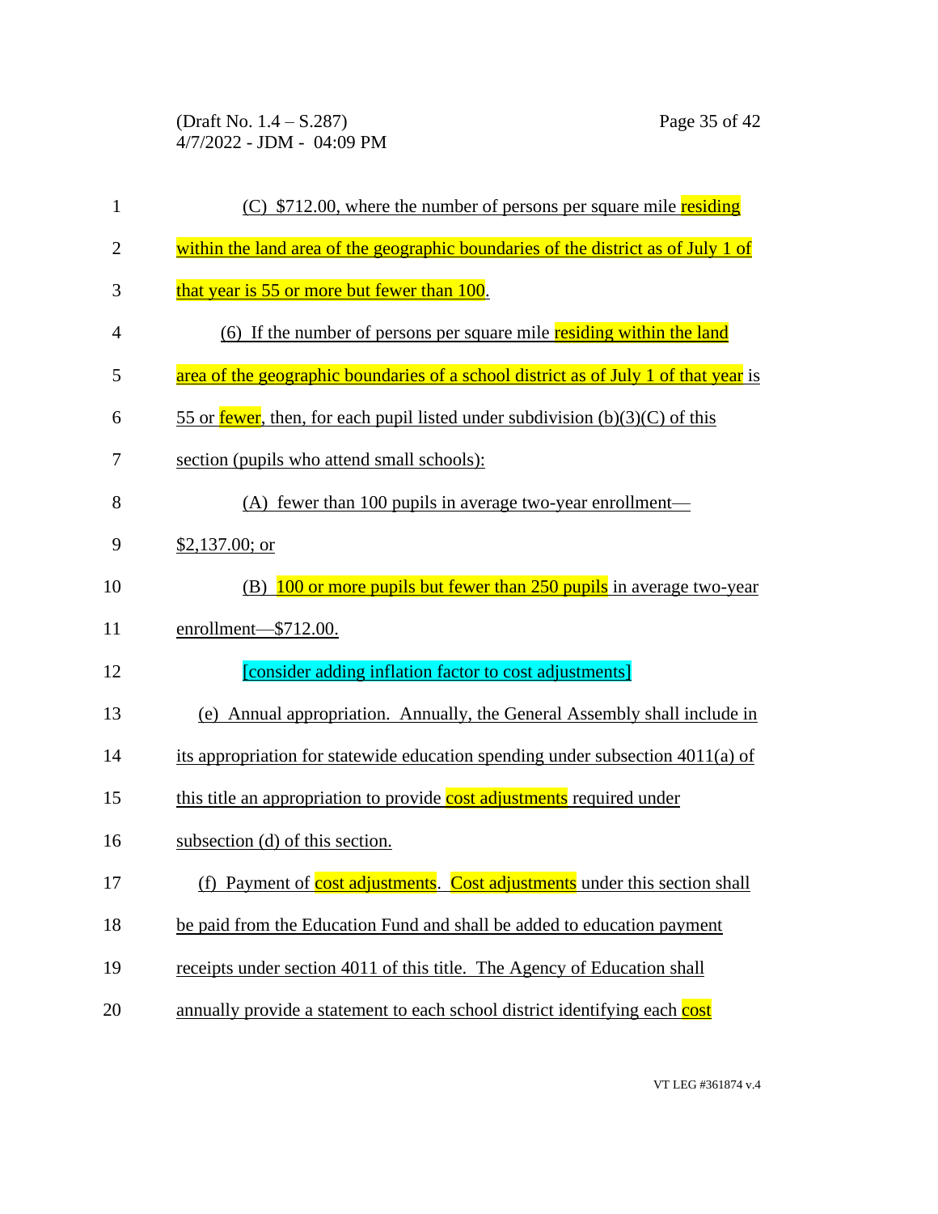(C) $712.00, where the number of persons per square mile residing within the land area of the geographic boundaries of the district as of July 1 of that year is 55 or more but fewer than 100.

(6) If the number of persons per square mile residing within the land area of the geographic boundaries of a school district as of July 1 of that year is 55 or fewer, then, for each pupil listed under subdivision (b)(3)(C) of this section (pupils who attend small schools):

(A) fewer than 100 pupils in average two-year enrollment—$2,137.00; or

(B) 100 or more pupils but fewer than 250 pupils in average two-year enrollment—$712.00.

[consider adding inflation factor to cost adjustments]

(e) Annual appropriation. Annually, the General Assembly shall include in its appropriation for statewide education spending under subsection 4011(a) of this title an appropriation to provide cost adjustments required under subsection (d) of this section.

(f) Payment of cost adjustments. Cost adjustments under this section shall be paid from the Education Fund and shall be added to education payment receipts under section 4011 of this title. The Agency of Education shall annually provide a statement to each school district identifying each cost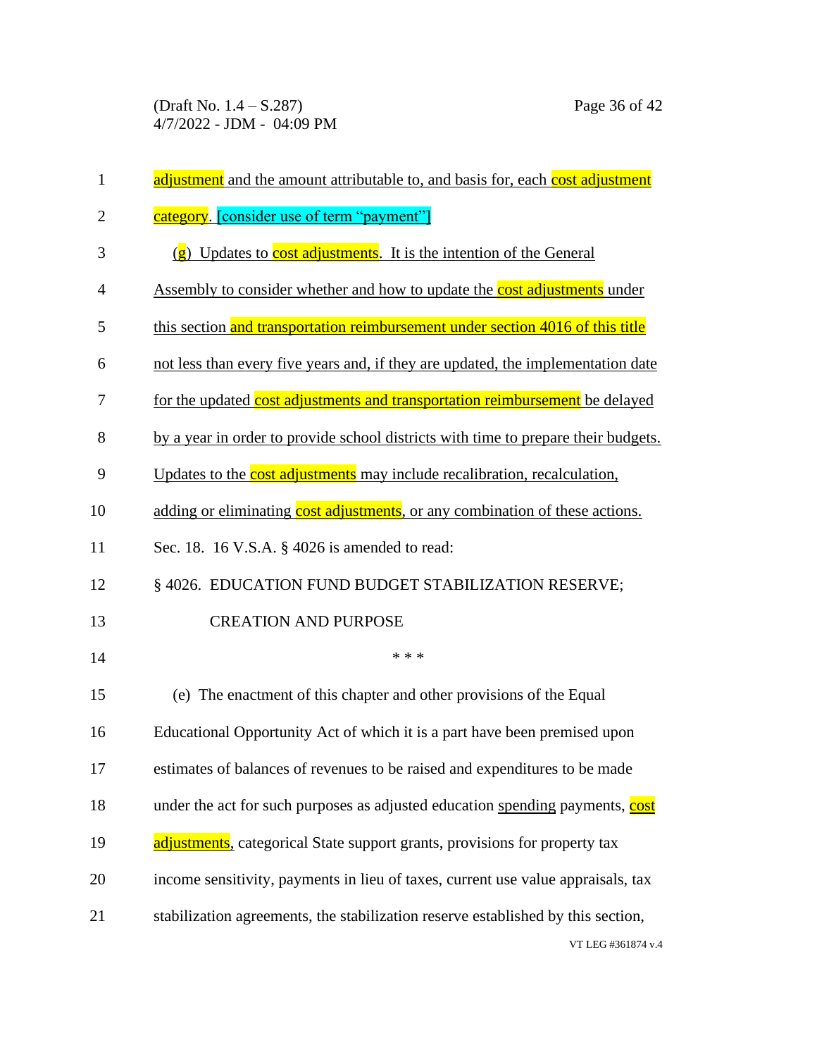adjustment and the amount attributable to, and basis for, each cost adjustment category. [consider use of term "payment"]

(g) Updates to cost adjustments. It is the intention of the General Assembly to consider whether and how to update the cost adjustments under this section and transportation reimbursement under section 4016 of this title not less than every five years and, if they are updated, the implementation date for the updated cost adjustments and transportation reimbursement be delayed by a year in order to provide school districts with time to prepare their budgets. Updates to the cost adjustments may include recalibration, recalculation, adding or eliminating cost adjustments, or any combination of these actions.

Sec. 18. 16 V.S.A. § 4026 is amended to read:

§ 4026. EDUCATION FUND BUDGET STABILIZATION RESERVE; CREATION AND PURPOSE

\* \* \*

(e) The enactment of this chapter and other provisions of the Equal Educational Opportunity Act of which it is a part have been premised upon estimates of balances of revenues to be raised and expenditures to be made under the act for such purposes as adjusted education spending payments, cost adjustments, categorical State support grants, provisions for property tax income sensitivity, payments in lieu of taxes, current use value appraisals, tax stabilization agreements, the stabilization reserve established by this section,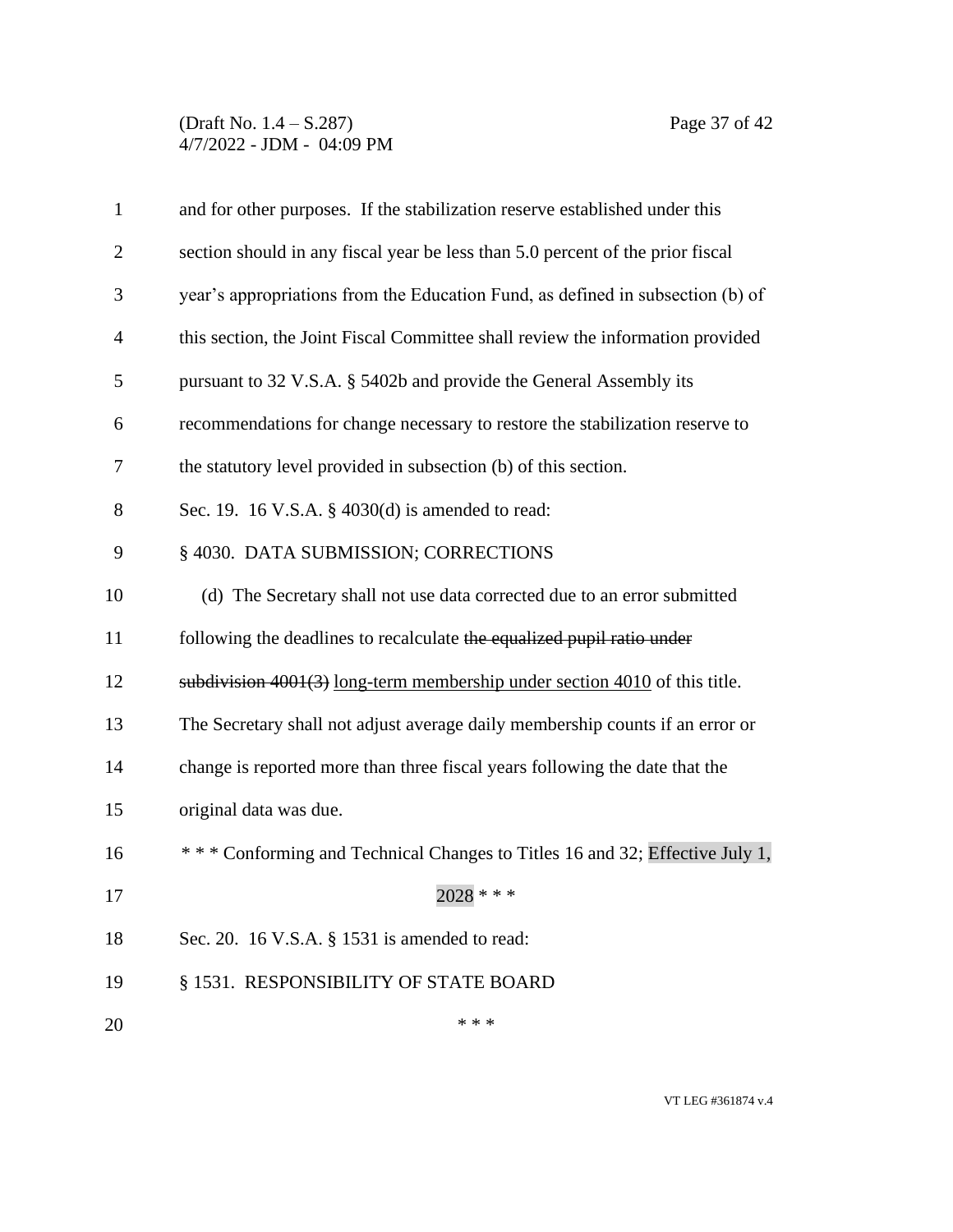and for other purposes. If the stabilization reserve established under this section should in any fiscal year be less than 5.0 percent of the prior fiscal year's appropriations from the Education Fund, as defined in subsection (b) of this section, the Joint Fiscal Committee shall review the information provided pursuant to 32 V.S.A. § 5402b and provide the General Assembly its recommendations for change necessary to restore the stabilization reserve to the statutory level provided in subsection (b) of this section.

Sec. 19. 16 V.S.A. § 4030(d) is amended to read:

§ 4030. DATA SUBMISSION; CORRECTIONS

(d) The Secretary shall not use data corrected due to an error submitted following the deadlines to recalculate ~~the equalized pupil ratio under subdivision 4001(3)~~ <u>long-term membership under section 4010</u> of this title. The Secretary shall not adjust average daily membership counts if an error or change is reported more than three fiscal years following the date that the original data was due.

\* \* \* Conforming and Technical Changes to Titles 16 and 32; Effective July 1, 2028 \* \* \*

Sec. 20. 16 V.S.A. § 1531 is amended to read:

§ 1531. RESPONSIBILITY OF STATE BOARD

\* \* \*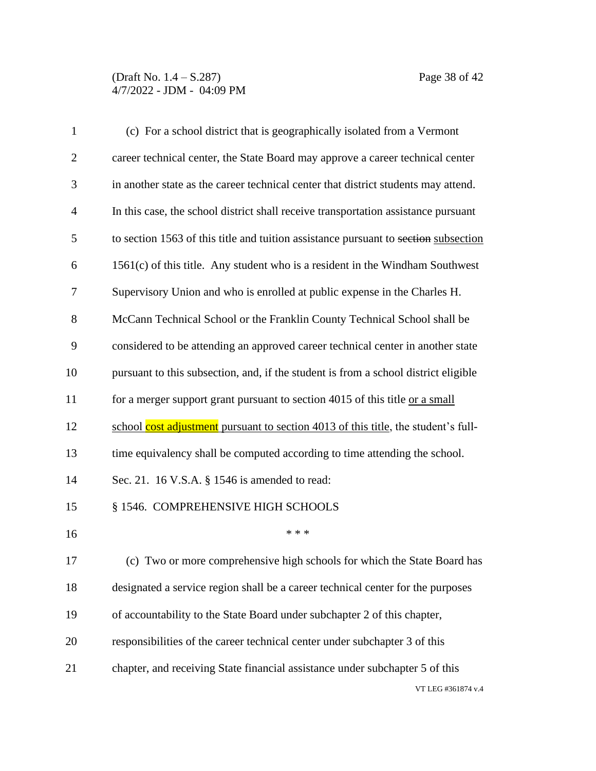(c) For a school district that is geographically isolated from a Vermont career technical center, the State Board may approve a career technical center in another state as the career technical center that district students may attend. In this case, the school district shall receive transportation assistance pursuant to section 1563 of this title and tuition assistance pursuant to ~~section~~ subsection 1561(c) of this title. Any student who is a resident in the Windham Southwest Supervisory Union and who is enrolled at public expense in the Charles H. McCann Technical School or the Franklin County Technical School shall be considered to be attending an approved career technical center in another state pursuant to this subsection, and, if the student is from a school district eligible for a merger support grant pursuant to section 4015 of this title or a small school cost adjustment pursuant to section 4013 of this title, the student's full-time equivalency shall be computed according to time attending the school.

Sec. 21. 16 V.S.A. § 1546 is amended to read:

§ 1546. COMPREHENSIVE HIGH SCHOOLS

\* \* \*

(c) Two or more comprehensive high schools for which the State Board has designated a service region shall be a career technical center for the purposes of accountability to the State Board under subchapter 2 of this chapter, responsibilities of the career technical center under subchapter 3 of this chapter, and receiving State financial assistance under subchapter 5 of this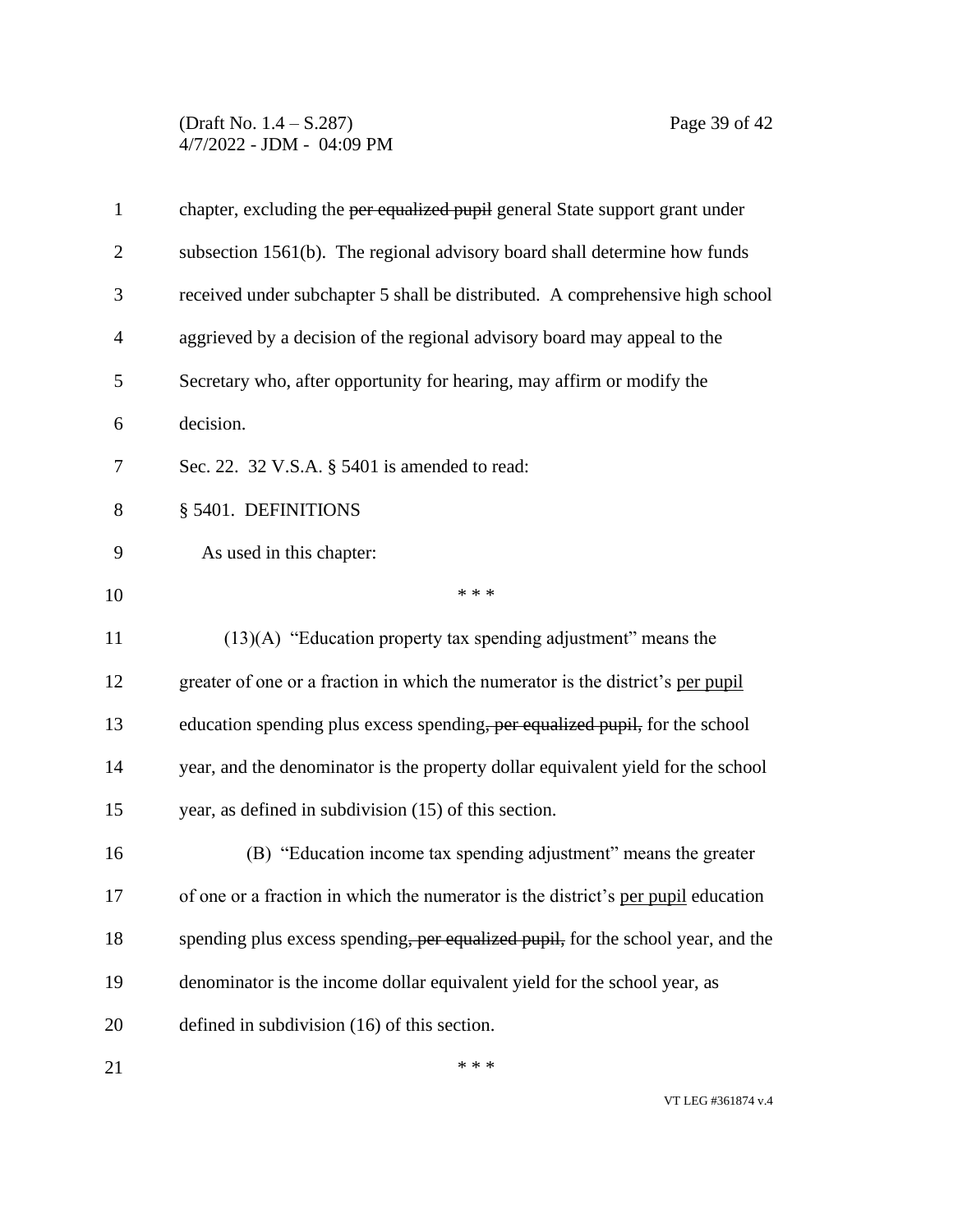chapter, excluding the ~~per equalized pupil~~ general State support grant under subsection 1561(b). The regional advisory board shall determine how funds received under subchapter 5 shall be distributed. A comprehensive high school aggrieved by a decision of the regional advisory board may appeal to the Secretary who, after opportunity for hearing, may affirm or modify the decision.

Sec. 22. 32 V.S.A. § 5401 is amended to read:

§ 5401. DEFINITIONS

As used in this chapter:

\* \* \*

(13)(A) "Education property tax spending adjustment" means the greater of one or a fraction in which the numerator is the district's <u>per pupil</u> education spending plus excess spending~~, per equalized pupil,~~ for the school year, and the denominator is the property dollar equivalent yield for the school year, as defined in subdivision (15) of this section.

(B) "Education income tax spending adjustment" means the greater of one or a fraction in which the numerator is the district's <u>per pupil</u> education spending plus excess spending~~, per equalized pupil,~~ for the school year, and the denominator is the income dollar equivalent yield for the school year, as defined in subdivision (16) of this section.

\* \* \*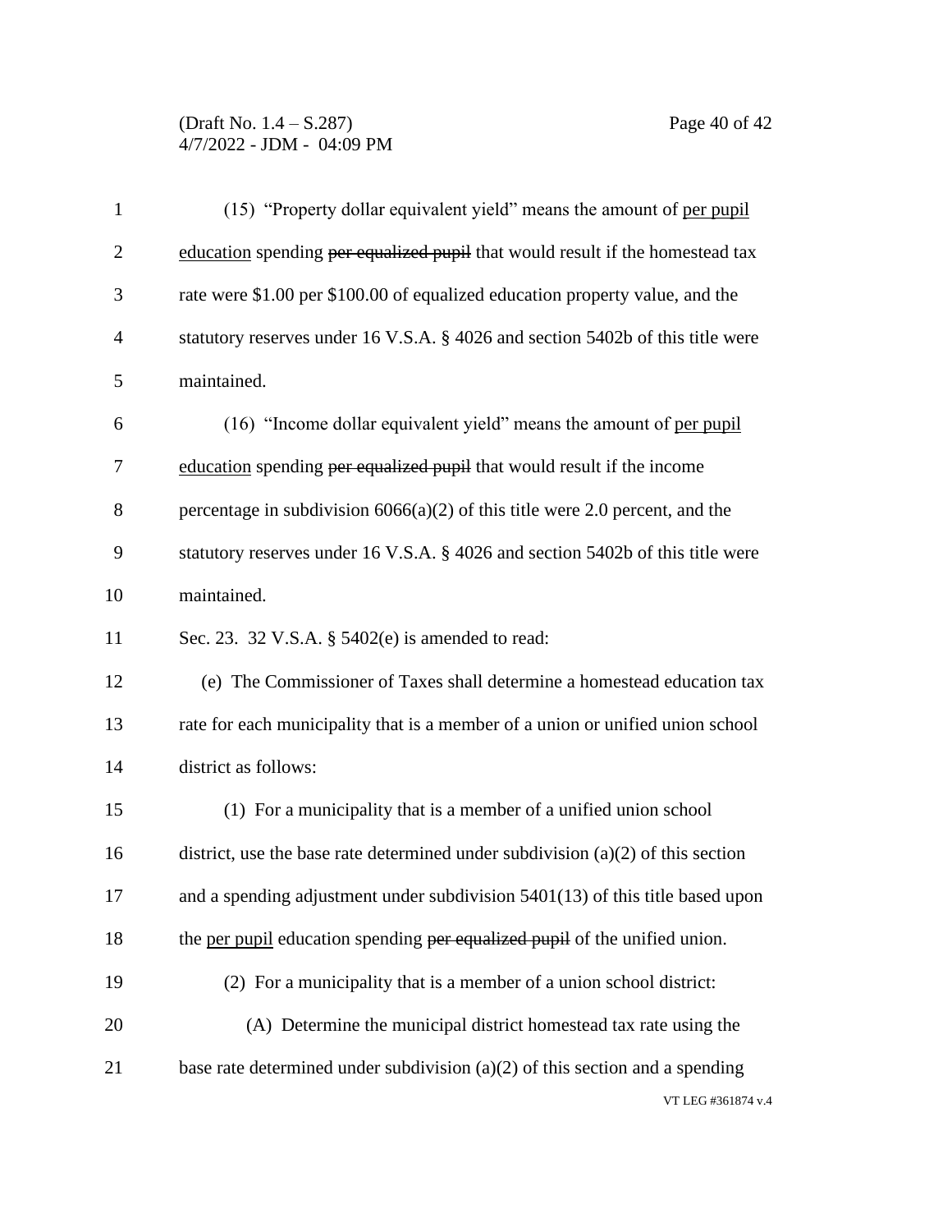(15) "Property dollar equivalent yield" means the amount of <u>per pupil education</u> spending ~~per equalized pupil~~ that would result if the homestead tax rate were $1.00 per $100.00 of equalized education property value, and the statutory reserves under 16 V.S.A. § 4026 and section 5402b of this title were maintained.

(16) "Income dollar equivalent yield" means the amount of <u>per pupil education</u> spending ~~per equalized pupil~~ that would result if the income percentage in subdivision 6066(a)(2) of this title were 2.0 percent, and the statutory reserves under 16 V.S.A. § 4026 and section 5402b of this title were maintained.

Sec. 23. 32 V.S.A. § 5402(e) is amended to read:

(e) The Commissioner of Taxes shall determine a homestead education tax rate for each municipality that is a member of a union or unified union school district as follows:

(1) For a municipality that is a member of a unified union school district, use the base rate determined under subdivision (a)(2) of this section and a spending adjustment under subdivision 5401(13) of this title based upon the <u>per pupil</u> education spending ~~per equalized pupil~~ of the unified union.

(2) For a municipality that is a member of a union school district:

(A) Determine the municipal district homestead tax rate using the base rate determined under subdivision (a)(2) of this section and a spending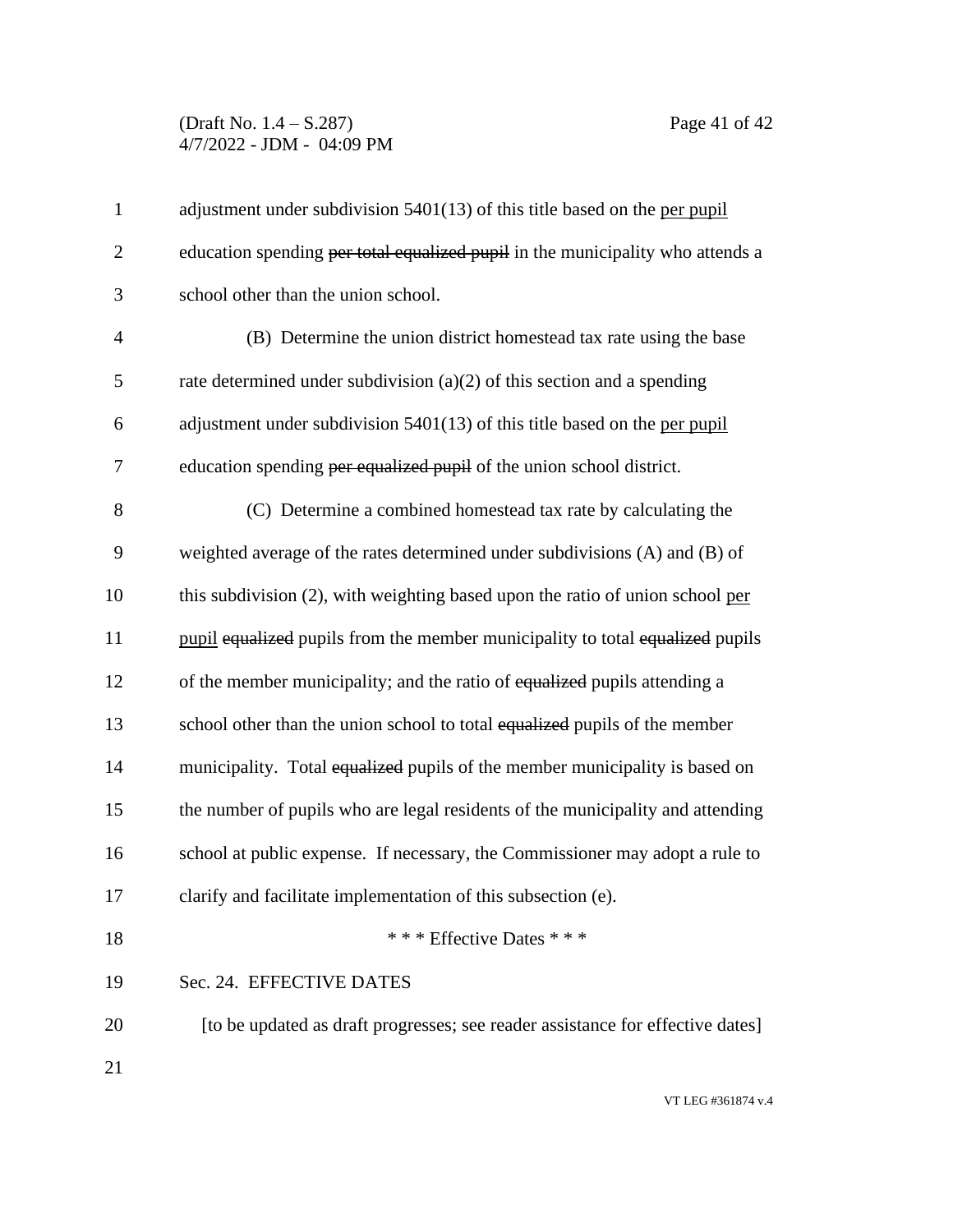adjustment under subdivision 5401(13) of this title based on the <u>per pupil</u> education spending ~~per total equalized pupil~~ in the municipality who attends a school other than the union school.

(B) Determine the union district homestead tax rate using the base rate determined under subdivision (a)(2) of this section and a spending adjustment under subdivision 5401(13) of this title based on the <u>per pupil</u> education spending ~~per equalized pupil~~ of the union school district.

(C) Determine a combined homestead tax rate by calculating the weighted average of the rates determined under subdivisions (A) and (B) of this subdivision (2), with weighting based upon the ratio of union school <u>per pupil</u> ~~equalized~~ pupils from the member municipality to total ~~equalized~~ pupils of the member municipality; and the ratio of ~~equalized~~ pupils attending a school other than the union school to total ~~equalized~~ pupils of the member municipality. Total ~~equalized~~ pupils of the member municipality is based on the number of pupils who are legal residents of the municipality and attending school at public expense. If necessary, the Commissioner may adopt a rule to clarify and facilitate implementation of this subsection (e).

\* \* \* Effective Dates \* \* \*

Sec. 24. EFFECTIVE DATES

[to be updated as draft progresses; see reader assistance for effective dates]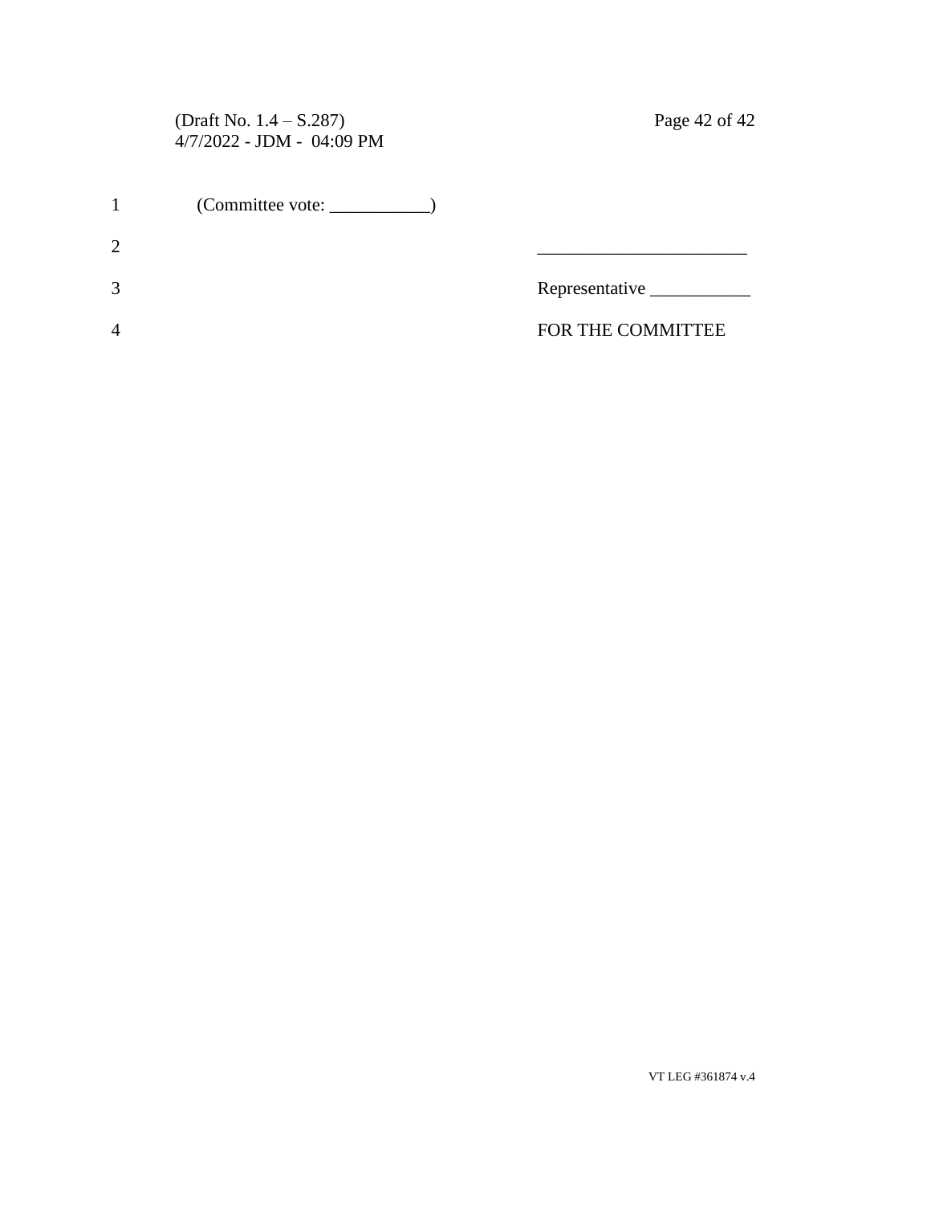(Committee vote: ___________)

_______________________

Representative ___________

FOR THE COMMITTEE